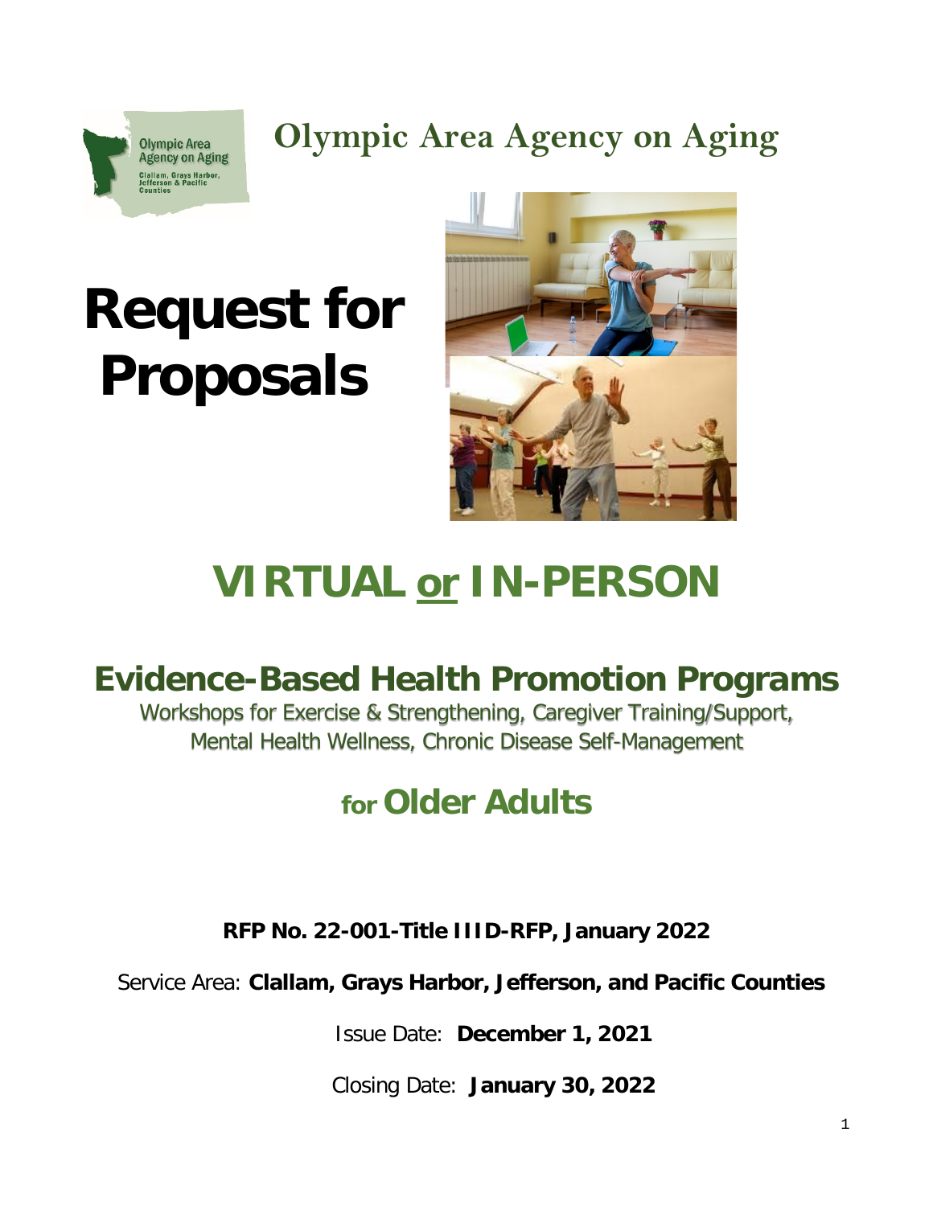Olympic Area Agency on Aging

Clallam, Grays Harbor, Jefferson & Pacific Counties

# Olympic Area Agency on Aging

# Request for Proposals

# VIRTUAL or IN-PERSON

## Evidence-Based Health Promotion Programs

Workshops for Exercise & Strengthening, Caregiver Training/Support, Mental Health Wellness, Chronic Disease Self-Management

## for Older Adults

**RFP No. 22-001-Title IIID-RFP, January 2022**

Service Area: **Clallam, Grays Harbor, Jefferson, and Pacific Counties**

Issue Date: **December 1, 2021**

Closing Date: **January 30, 2022**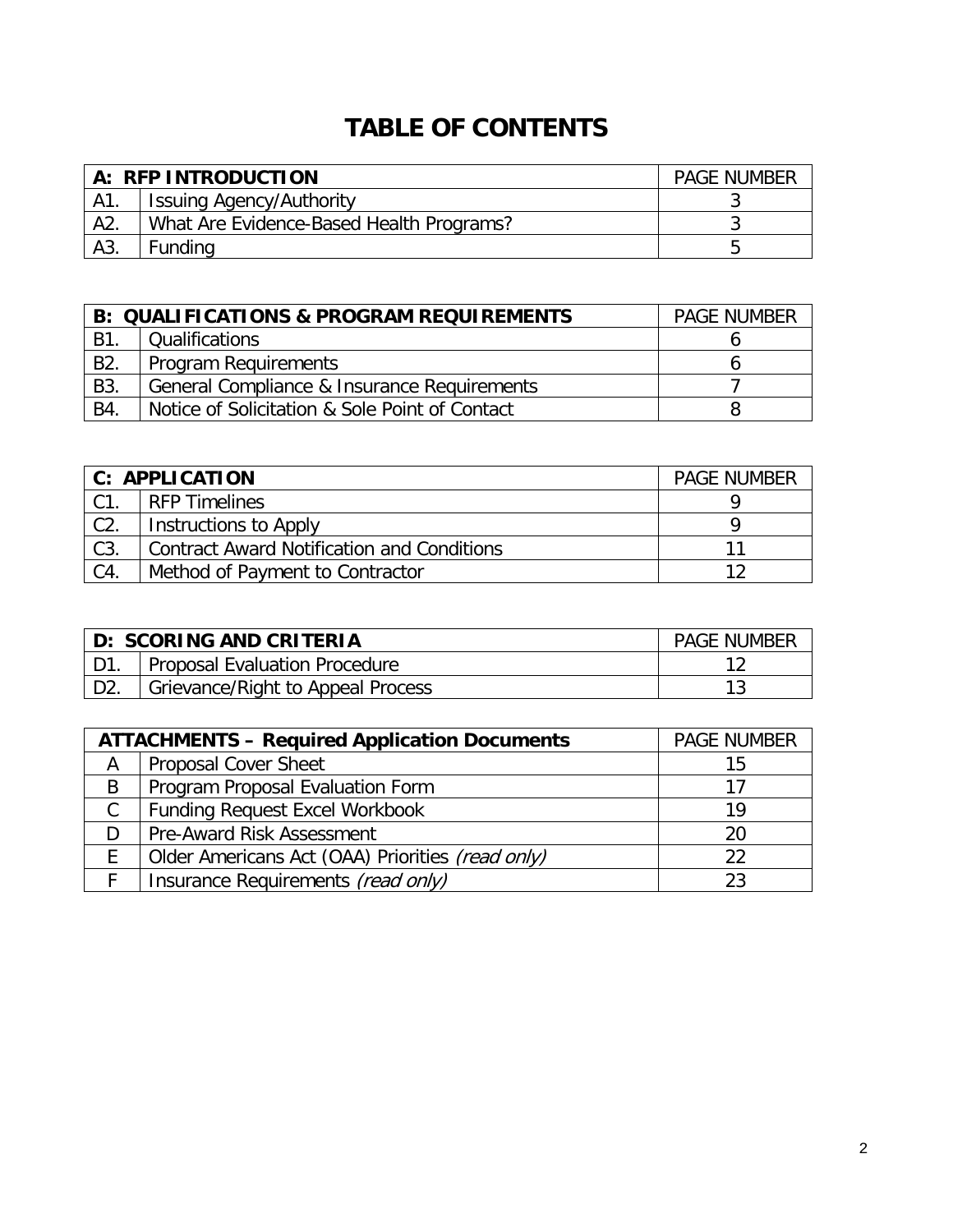# TABLE OF CONTENTS

| **A: RFP INTRODUCTION** | | PAGE NUMBER |
|---|---|---|
| A1. | Issuing Agency/Authority | 3 |
| A2. | What Are Evidence-Based Health Programs? | 3 |
| A3. | Funding | 5 |

| **B: QUALIFICATIONS & PROGRAM REQUIREMENTS** | | PAGE NUMBER |
|---|---|---|
| B1. | Qualifications | 6 |
| B2. | Program Requirements | 6 |
| B3. | General Compliance & Insurance Requirements | 7 |
| B4. | Notice of Solicitation & Sole Point of Contact | 8 |

| **C: APPLICATION** | | PAGE NUMBER |
|---|---|---|
| C1. | RFP Timelines | 9 |
| C2. | Instructions to Apply | 9 |
| C3. | Contract Award Notification and Conditions | 11 |
| C4. | Method of Payment to Contractor | 12 |

| **D: SCORING AND CRITERIA** | | PAGE NUMBER |
|---|---|---|
| D1. | Proposal Evaluation Procedure | 12 |
| D2. | Grievance/Right to Appeal Process | 13 |

| **ATTACHMENTS – Required Application Documents** | | PAGE NUMBER |
|---|---|---|
| A | Proposal Cover Sheet | 15 |
| B | Program Proposal Evaluation Form | 17 |
| C | Funding Request Excel Workbook | 19 |
| D | Pre-Award Risk Assessment | 20 |
| E | Older Americans Act (OAA) Priorities *(read only)* | 22 |
| F | Insurance Requirements *(read only)* | 23 |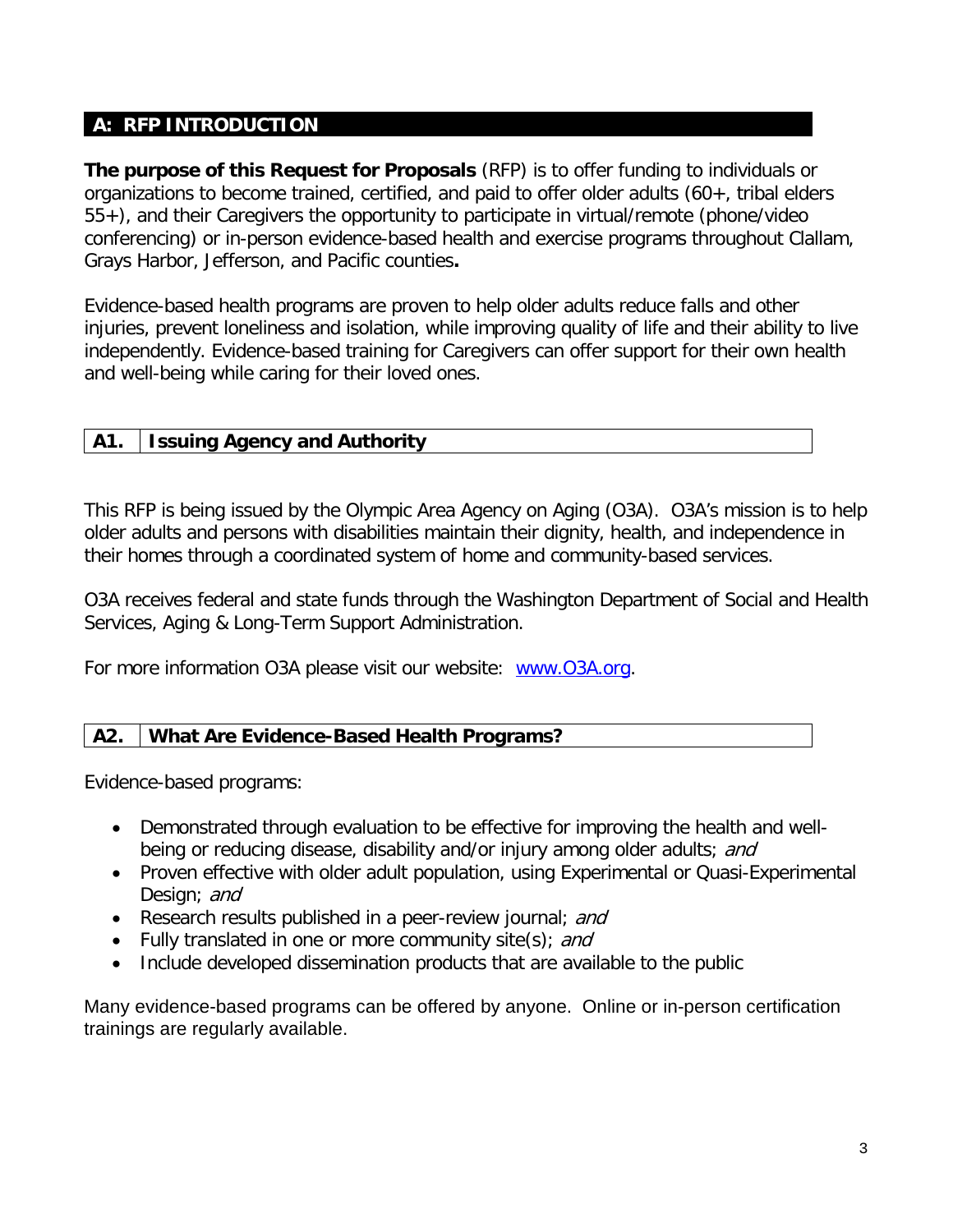## A: RFP INTRODUCTION

**The purpose of this Request for Proposals** (RFP) is to offer funding to individuals or organizations to become trained, certified, and paid to offer older adults (60+, tribal elders 55+), and their Caregivers the opportunity to participate in virtual/remote (phone/video conferencing) or in-person evidence-based health and exercise programs throughout Clallam, Grays Harbor, Jefferson, and Pacific counties**.**

Evidence-based health programs are proven to help older adults reduce falls and other injuries, prevent loneliness and isolation, while improving quality of life and their ability to live independently. Evidence-based training for Caregivers can offer support for their own health and well-being while caring for their loved ones.

### A1. Issuing Agency and Authority

This RFP is being issued by the Olympic Area Agency on Aging (O3A). O3A's mission is to help older adults and persons with disabilities maintain their dignity, health, and independence in their homes through a coordinated system of home and community-based services.

O3A receives federal and state funds through the Washington Department of Social and Health Services, Aging & Long-Term Support Administration.

For more information O3A please visit our website: [www.O3A.org](http://www.O3A.org).

### A2. What Are Evidence-Based Health Programs?

Evidence-based programs:

- Demonstrated through evaluation to be effective for improving the health and well-being or reducing disease, disability and/or injury among older adults; *and*
- Proven effective with older adult population, using Experimental or Quasi-Experimental Design; *and*
- Research results published in a peer-review journal; *and*
- Fully translated in one or more community site(s); *and*
- Include developed dissemination products that are available to the public

Many evidence-based programs can be offered by anyone. Online or in-person certification trainings are regularly available.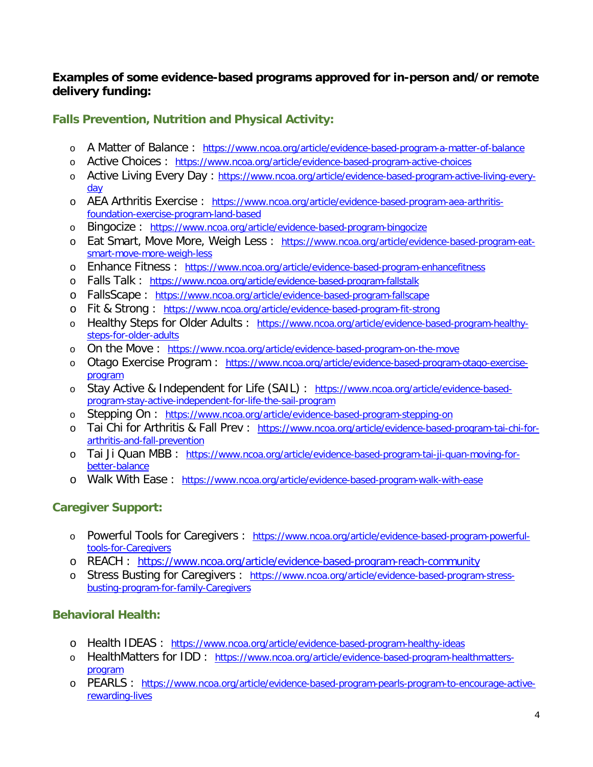**Examples of some evidence-based programs approved for in-person and/or remote delivery funding:**

### Falls Prevention, Nutrition and Physical Activity:

- A Matter of Balance : https://www.ncoa.org/article/evidence-based-program-a-matter-of-balance
- Active Choices : https://www.ncoa.org/article/evidence-based-program-active-choices
- Active Living Every Day : https://www.ncoa.org/article/evidence-based-program-active-living-every-day
- AEA Arthritis Exercise : https://www.ncoa.org/article/evidence-based-program-aea-arthritis-foundation-exercise-program-land-based
- Bingocize : https://www.ncoa.org/article/evidence-based-program-bingocize
- Eat Smart, Move More, Weigh Less : https://www.ncoa.org/article/evidence-based-program-eat-smart-move-more-weigh-less
- Enhance Fitness : https://www.ncoa.org/article/evidence-based-program-enhancefitness
- Falls Talk : https://www.ncoa.org/article/evidence-based-program-fallstalk
- FallsScape : https://www.ncoa.org/article/evidence-based-program-fallscape
- Fit & Strong : https://www.ncoa.org/article/evidence-based-program-fit-strong
- Healthy Steps for Older Adults : https://www.ncoa.org/article/evidence-based-program-healthy-steps-for-older-adults
- On the Move : https://www.ncoa.org/article/evidence-based-program-on-the-move
- Otago Exercise Program : https://www.ncoa.org/article/evidence-based-program-otago-exercise-program
- Stay Active & Independent for Life (SAIL) : https://www.ncoa.org/article/evidence-based-program-stay-active-independent-for-life-the-sail-program
- Stepping On : https://www.ncoa.org/article/evidence-based-program-stepping-on
- Tai Chi for Arthritis & Fall Prev : https://www.ncoa.org/article/evidence-based-program-tai-chi-for-arthritis-and-fall-prevention
- Tai Ji Quan MBB : https://www.ncoa.org/article/evidence-based-program-tai-ji-quan-moving-for-better-balance
- Walk With Ease : https://www.ncoa.org/article/evidence-based-program-walk-with-ease

### Caregiver Support:

- Powerful Tools for Caregivers : https://www.ncoa.org/article/evidence-based-program-powerful-tools-for-Caregivers
- REACH : https://www.ncoa.org/article/evidence-based-program-reach-community
- Stress Busting for Caregivers : https://www.ncoa.org/article/evidence-based-program-stress-busting-program-for-family-Caregivers

### Behavioral Health:

- Health IDEAS : https://www.ncoa.org/article/evidence-based-program-healthy-ideas
- HealthMatters for IDD : https://www.ncoa.org/article/evidence-based-program-healthmatters-program
- PEARLS : https://www.ncoa.org/article/evidence-based-program-pearls-program-to-encourage-active-rewarding-lives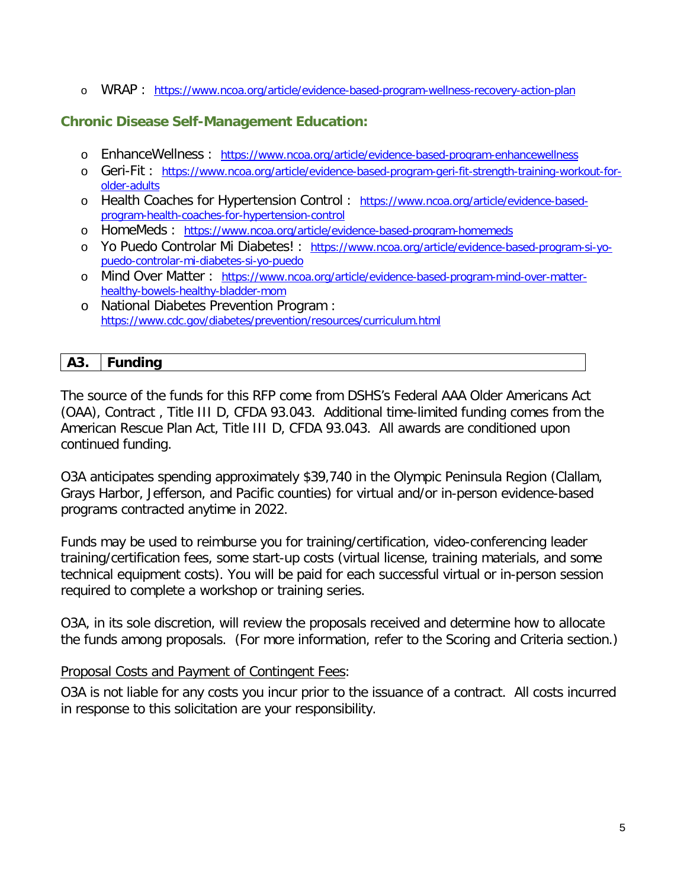- WRAP : https://www.ncoa.org/article/evidence-based-program-wellness-recovery-action-plan

### Chronic Disease Self-Management Education:

- EnhanceWellness : https://www.ncoa.org/article/evidence-based-program-enhancewellness
- Geri-Fit : https://www.ncoa.org/article/evidence-based-program-geri-fit-strength-training-workout-for-older-adults
- Health Coaches for Hypertension Control : https://www.ncoa.org/article/evidence-based-program-health-coaches-for-hypertension-control
- HomeMeds : https://www.ncoa.org/article/evidence-based-program-homemeds
- Yo Puedo Controlar Mi Diabetes! : https://www.ncoa.org/article/evidence-based-program-si-yo-puedo-controlar-mi-diabetes-si-yo-puedo
- Mind Over Matter : https://www.ncoa.org/article/evidence-based-program-mind-over-matter-healthy-bowels-healthy-bladder-mom
- National Diabetes Prevention Program : https://www.cdc.gov/diabetes/prevention/resources/curriculum.html

## A3. Funding

The source of the funds for this RFP come from DSHS's Federal AAA Older Americans Act (OAA), Contract , Title III D, CFDA 93.043. Additional time-limited funding comes from the American Rescue Plan Act, Title III D, CFDA 93.043. All awards are conditioned upon continued funding.

O3A anticipates spending approximately $39,740 in the Olympic Peninsula Region (Clallam, Grays Harbor, Jefferson, and Pacific counties) for virtual and/or in-person evidence-based programs contracted anytime in 2022.

Funds may be used to reimburse you for training/certification, video-conferencing leader training/certification fees, some start-up costs (virtual license, training materials, and some technical equipment costs). You will be paid for each successful virtual or in-person session required to complete a workshop or training series.

O3A, in its sole discretion, will review the proposals received and determine how to allocate the funds among proposals. (For more information, refer to the Scoring and Criteria section.)

Proposal Costs and Payment of Contingent Fees:

O3A is not liable for any costs you incur prior to the issuance of a contract. All costs incurred in response to this solicitation are your responsibility.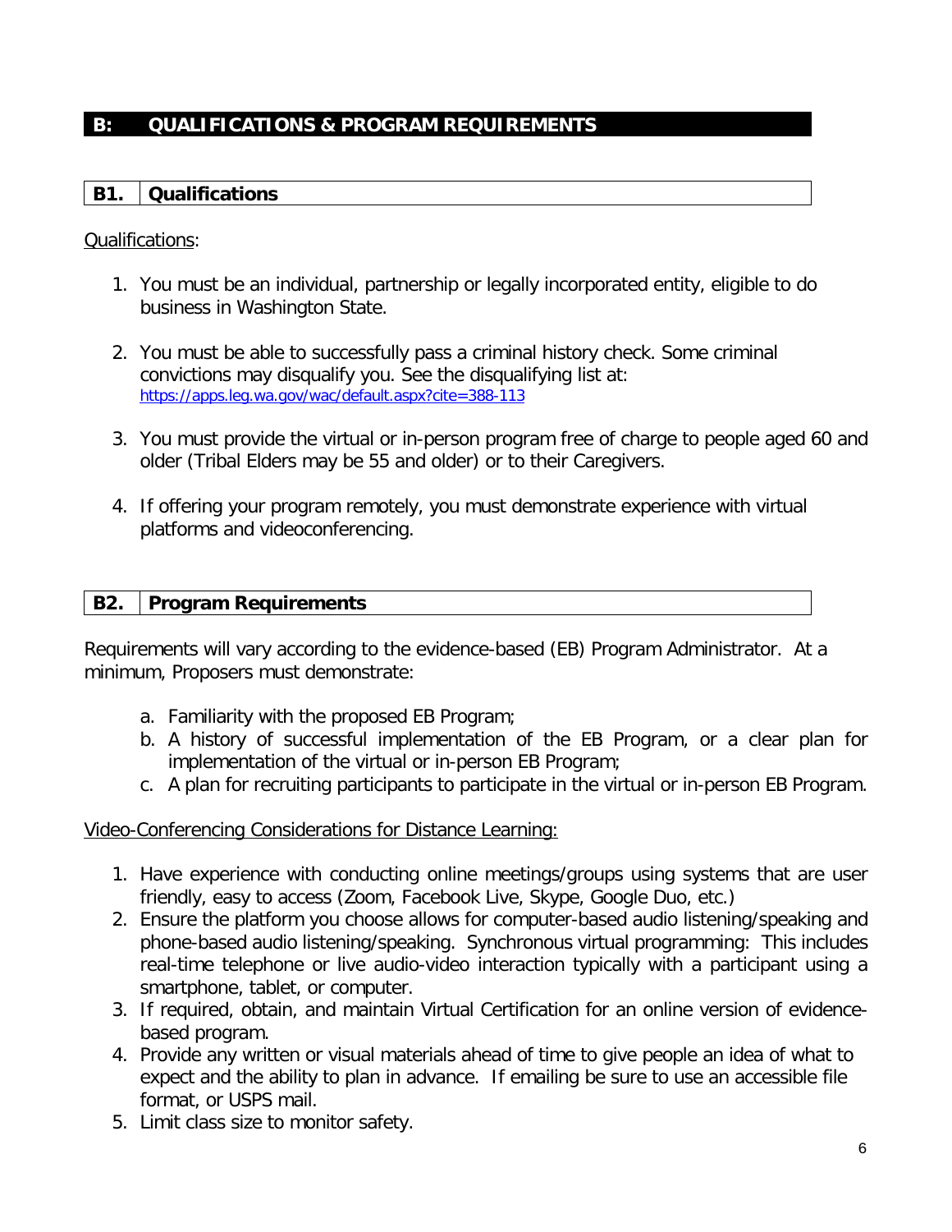## B: QUALIFICATIONS & PROGRAM REQUIREMENTS

### B1. Qualifications

Qualifications:

1. You must be an individual, partnership or legally incorporated entity, eligible to do business in Washington State.

2. You must be able to successfully pass a criminal history check. Some criminal convictions may disqualify you. See the disqualifying list at: https://apps.leg.wa.gov/wac/default.aspx?cite=388-113

3. You must provide the virtual or in-person program free of charge to people aged 60 and older (Tribal Elders may be 55 and older) or to their Caregivers.

4. If offering your program remotely, you must demonstrate experience with virtual platforms and videoconferencing.

### B2. Program Requirements

Requirements will vary according to the evidence-based (EB) Program Administrator. At a minimum, Proposers must demonstrate:

a. Familiarity with the proposed EB Program;
b. A history of successful implementation of the EB Program, or a clear plan for implementation of the virtual or in-person EB Program;
c. A plan for recruiting participants to participate in the virtual or in-person EB Program.

Video-Conferencing Considerations for Distance Learning:

1. Have experience with conducting online meetings/groups using systems that are user friendly, easy to access (Zoom, Facebook Live, Skype, Google Duo, etc.)
2. Ensure the platform you choose allows for computer-based audio listening/speaking and phone-based audio listening/speaking. Synchronous virtual programming: This includes real-time telephone or live audio-video interaction typically with a participant using a smartphone, tablet, or computer.
3. If required, obtain, and maintain Virtual Certification for an online version of evidence-based program.
4. Provide any written or visual materials ahead of time to give people an idea of what to expect and the ability to plan in advance. If emailing be sure to use an accessible file format, or USPS mail.
5. Limit class size to monitor safety.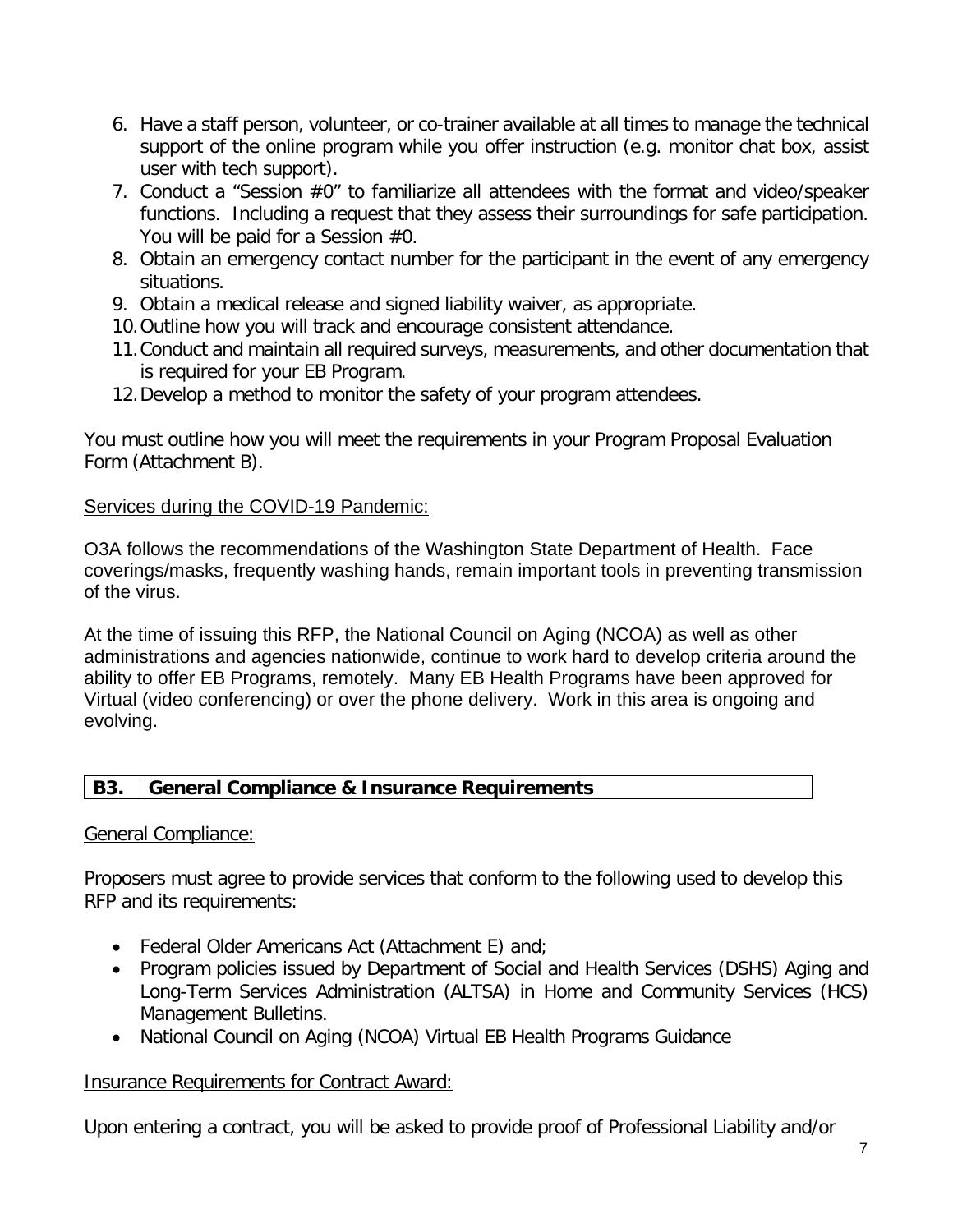6. Have a staff person, volunteer, or co-trainer available at all times to manage the technical support of the online program while you offer instruction (e.g. monitor chat box, assist user with tech support).
7. Conduct a "Session #0" to familiarize all attendees with the format and video/speaker functions. Including a request that they assess their surroundings for safe participation. You will be paid for a Session #0.
8. Obtain an emergency contact number for the participant in the event of any emergency situations.
9. Obtain a medical release and signed liability waiver, as appropriate.
10. Outline how you will track and encourage consistent attendance.
11. Conduct and maintain all required surveys, measurements, and other documentation that is required for your EB Program.
12. Develop a method to monitor the safety of your program attendees.

You must outline how you will meet the requirements in your Program Proposal Evaluation Form (Attachment B).

Services during the COVID-19 Pandemic:

O3A follows the recommendations of the Washington State Department of Health. Face coverings/masks, frequently washing hands, remain important tools in preventing transmission of the virus.

At the time of issuing this RFP, the National Council on Aging (NCOA) as well as other administrations and agencies nationwide, continue to work hard to develop criteria around the ability to offer EB Programs, remotely. Many EB Health Programs have been approved for Virtual (video conferencing) or over the phone delivery. Work in this area is ongoing and evolving.

## B3. General Compliance & Insurance Requirements

General Compliance:

Proposers must agree to provide services that conform to the following used to develop this RFP and its requirements:

- Federal Older Americans Act (Attachment E) and;
- Program policies issued by Department of Social and Health Services (DSHS) Aging and Long-Term Services Administration (ALTSA) in Home and Community Services (HCS) Management Bulletins.
- National Council on Aging (NCOA) Virtual EB Health Programs Guidance

Insurance Requirements for Contract Award:

Upon entering a contract, you will be asked to provide proof of Professional Liability and/or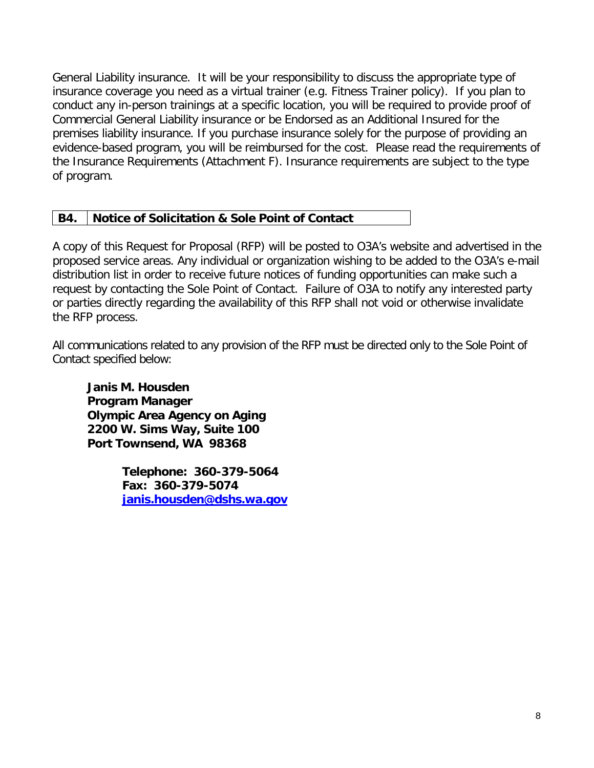General Liability insurance. It will be your responsibility to discuss the appropriate type of insurance coverage you need as a virtual trainer (e.g. Fitness Trainer policy). If you plan to conduct any in-person trainings at a specific location, you will be required to provide proof of Commercial General Liability insurance or be Endorsed as an Additional Insured for the premises liability insurance. If you purchase insurance solely for the purpose of providing an evidence-based program, you will be reimbursed for the cost. Please read the requirements of the Insurance Requirements (Attachment F). Insurance requirements are subject to the type of program.

## B4. Notice of Solicitation & Sole Point of Contact

A copy of this Request for Proposal (RFP) will be posted to O3A's website and advertised in the proposed service areas. Any individual or organization wishing to be added to the O3A's e-mail distribution list in order to receive future notices of funding opportunities can make such a request by contacting the Sole Point of Contact. Failure of O3A to notify any interested party or parties directly regarding the availability of this RFP shall not void or otherwise invalidate the RFP process.

All communications related to any provision of the RFP must be directed only to the Sole Point of Contact specified below:

**Janis M. Housden**
**Program Manager**
**Olympic Area Agency on Aging**
**2200 W. Sims Way, Suite 100**
**Port Townsend, WA 98368**

**Telephone: 360-379-5064**
**Fax: 360-379-5074**
**janis.housden@dshs.wa.gov**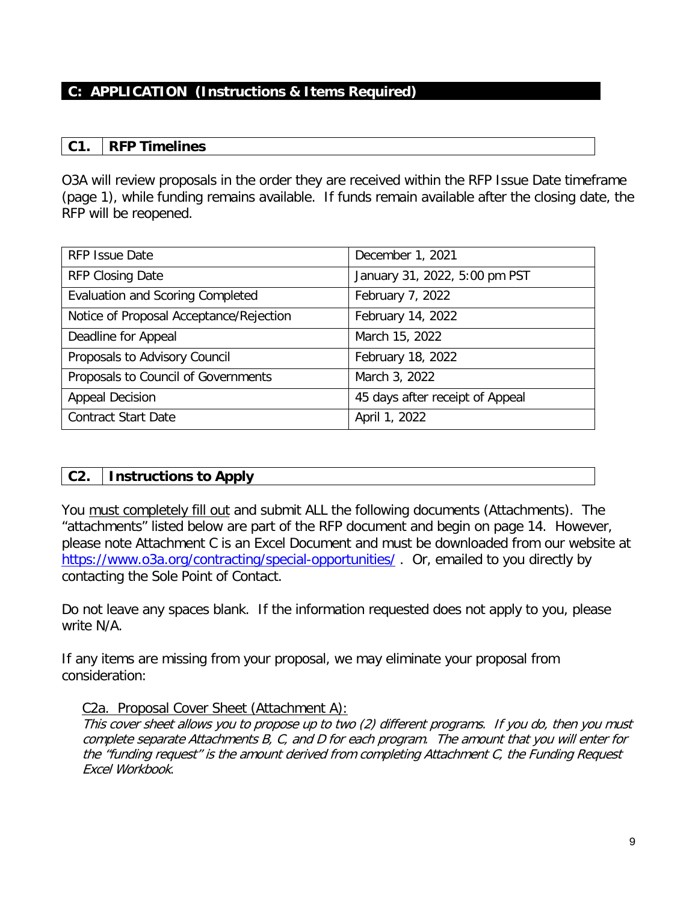## C: APPLICATION (Instructions & Items Required)

### C1. RFP Timelines

O3A will review proposals in the order they are received within the RFP Issue Date timeframe (page 1), while funding remains available. If funds remain available after the closing date, the RFP will be reopened.

| RFP Issue Date | December 1, 2021 |
|---|---|
| RFP Closing Date | January 31, 2022, 5:00 pm PST |
| Evaluation and Scoring Completed | February 7, 2022 |
| Notice of Proposal Acceptance/Rejection | February 14, 2022 |
| Deadline for Appeal | March 15, 2022 |
| Proposals to Advisory Council | February 18, 2022 |
| Proposals to Council of Governments | March 3, 2022 |
| Appeal Decision | 45 days after receipt of Appeal |
| Contract Start Date | April 1, 2022 |

### C2. Instructions to Apply

You must completely fill out and submit ALL the following documents (Attachments). The "attachments" listed below are part of the RFP document and begin on page 14. However, please note Attachment C is an Excel Document and must be downloaded from our website at https://www.o3a.org/contracting/special-opportunities/ . Or, emailed to you directly by contacting the Sole Point of Contact.

Do not leave any spaces blank. If the information requested does not apply to you, please write N/A.

If any items are missing from your proposal, we may eliminate your proposal from consideration:

C2a. Proposal Cover Sheet (Attachment A):

*This cover sheet allows you to propose up to two (2) different programs. If you do, then you must complete separate Attachments B, C, and D for each program. The amount that you will enter for the "funding request" is the amount derived from completing Attachment C, the Funding Request Excel Workbook.*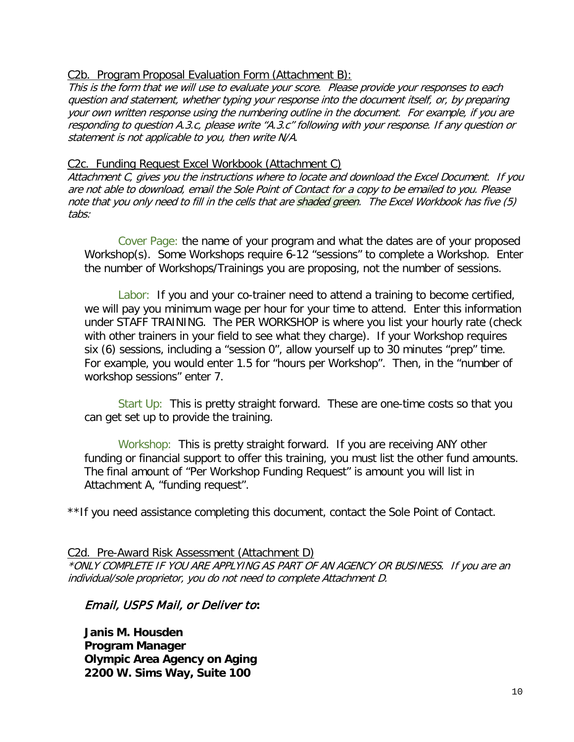C2b. Program Proposal Evaluation Form (Attachment B):

*This is the form that we will use to evaluate your score. Please provide your responses to each question and statement, whether typing your response into the document itself, or, by preparing your own written response using the numbering outline in the document. For example, if you are responding to question A.3.c, please write "A.3.c" following with your response. If any question or statement is not applicable to you, then write N/A.*

C2c. Funding Request Excel Workbook (Attachment C)

*Attachment C, gives you the instructions where to locate and download the Excel Document. If you are not able to download, email the Sole Point of Contact for a copy to be emailed to you. Please note that you only need to fill in the cells that are shaded green. The Excel Workbook has five (5) tabs:*

Cover Page: the name of your program and what the dates are of your proposed Workshop(s). Some Workshops require 6-12 "sessions" to complete a Workshop. Enter the number of Workshops/Trainings you are proposing, not the number of sessions.

Labor: If you and your co-trainer need to attend a training to become certified, we will pay you minimum wage per hour for your time to attend. Enter this information under STAFF TRAINING. The PER WORKSHOP is where you list your hourly rate (check with other trainers in your field to see what they charge). If your Workshop requires six (6) sessions, including a "session 0", allow yourself up to 30 minutes "prep" time. For example, you would enter 1.5 for "hours per Workshop". Then, in the "number of workshop sessions" enter 7.

Start Up: This is pretty straight forward. These are one-time costs so that you can get set up to provide the training.

Workshop: This is pretty straight forward. If you are receiving ANY other funding or financial support to offer this training, you must list the other fund amounts. The final amount of "Per Workshop Funding Request" is amount you will list in Attachment A, "funding request".

**If you need assistance completing this document, contact the Sole Point of Contact.

C2d. Pre-Award Risk Assessment (Attachment D)

**ONLY COMPLETE IF YOU ARE APPLYING AS PART OF AN AGENCY OR BUSINESS. If you are an individual/sole proprietor, you do not need to complete Attachment D.*

*Email, USPS Mail, or Deliver to*:

**Janis M. Housden**
**Program Manager**
**Olympic Area Agency on Aging**
**2200 W. Sims Way, Suite 100**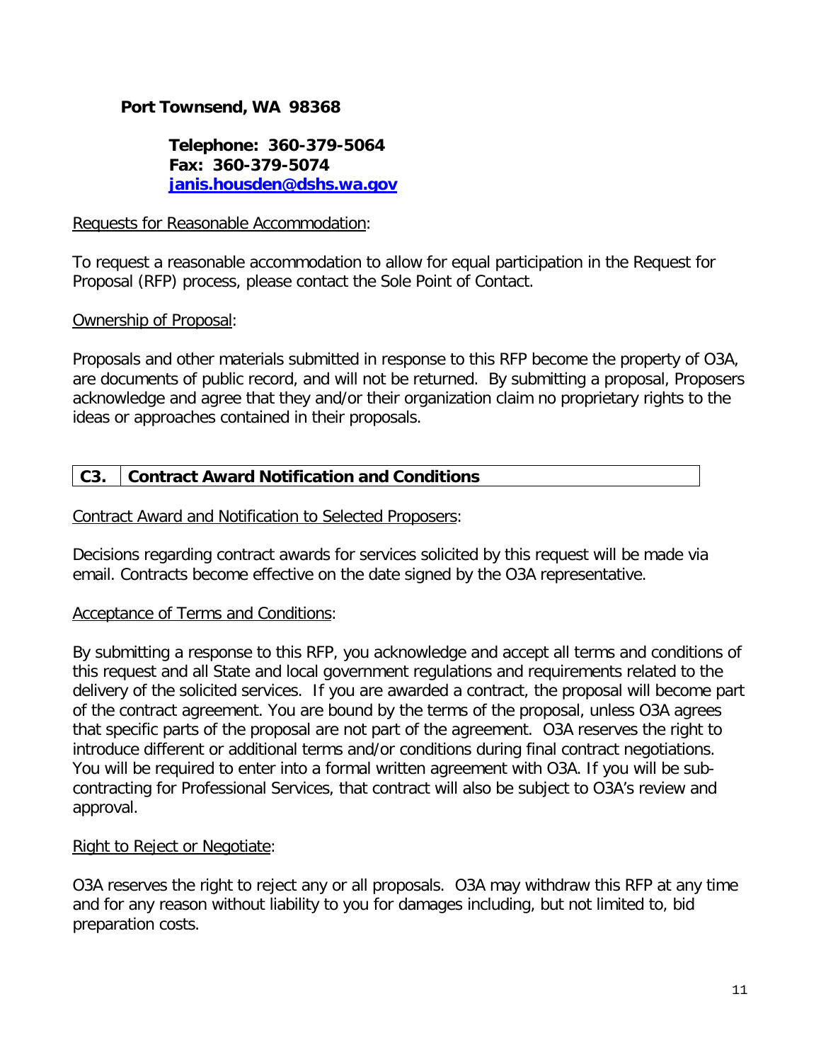**Port Townsend, WA 98368**

**Telephone: 360-379-5064**
**Fax: 360-379-5074**
**[janis.housden@dshs.wa.gov](mailto:janis.housden@dshs.wa.gov)**

Requests for Reasonable Accommodation:

To request a reasonable accommodation to allow for equal participation in the Request for Proposal (RFP) process, please contact the Sole Point of Contact.

Ownership of Proposal:

Proposals and other materials submitted in response to this RFP become the property of O3A, are documents of public record, and will not be returned. By submitting a proposal, Proposers acknowledge and agree that they and/or their organization claim no proprietary rights to the ideas or approaches contained in their proposals.

## C3. Contract Award Notification and Conditions

Contract Award and Notification to Selected Proposers:

Decisions regarding contract awards for services solicited by this request will be made via email. Contracts become effective on the date signed by the O3A representative.

Acceptance of Terms and Conditions:

By submitting a response to this RFP, you acknowledge and accept all terms and conditions of this request and all State and local government regulations and requirements related to the delivery of the solicited services. If you are awarded a contract, the proposal will become part of the contract agreement. You are bound by the terms of the proposal, unless O3A agrees that specific parts of the proposal are not part of the agreement. O3A reserves the right to introduce different or additional terms and/or conditions during final contract negotiations. You will be required to enter into a formal written agreement with O3A. If you will be sub-contracting for Professional Services, that contract will also be subject to O3A's review and approval.

Right to Reject or Negotiate:

O3A reserves the right to reject any or all proposals. O3A may withdraw this RFP at any time and for any reason without liability to you for damages including, but not limited to, bid preparation costs.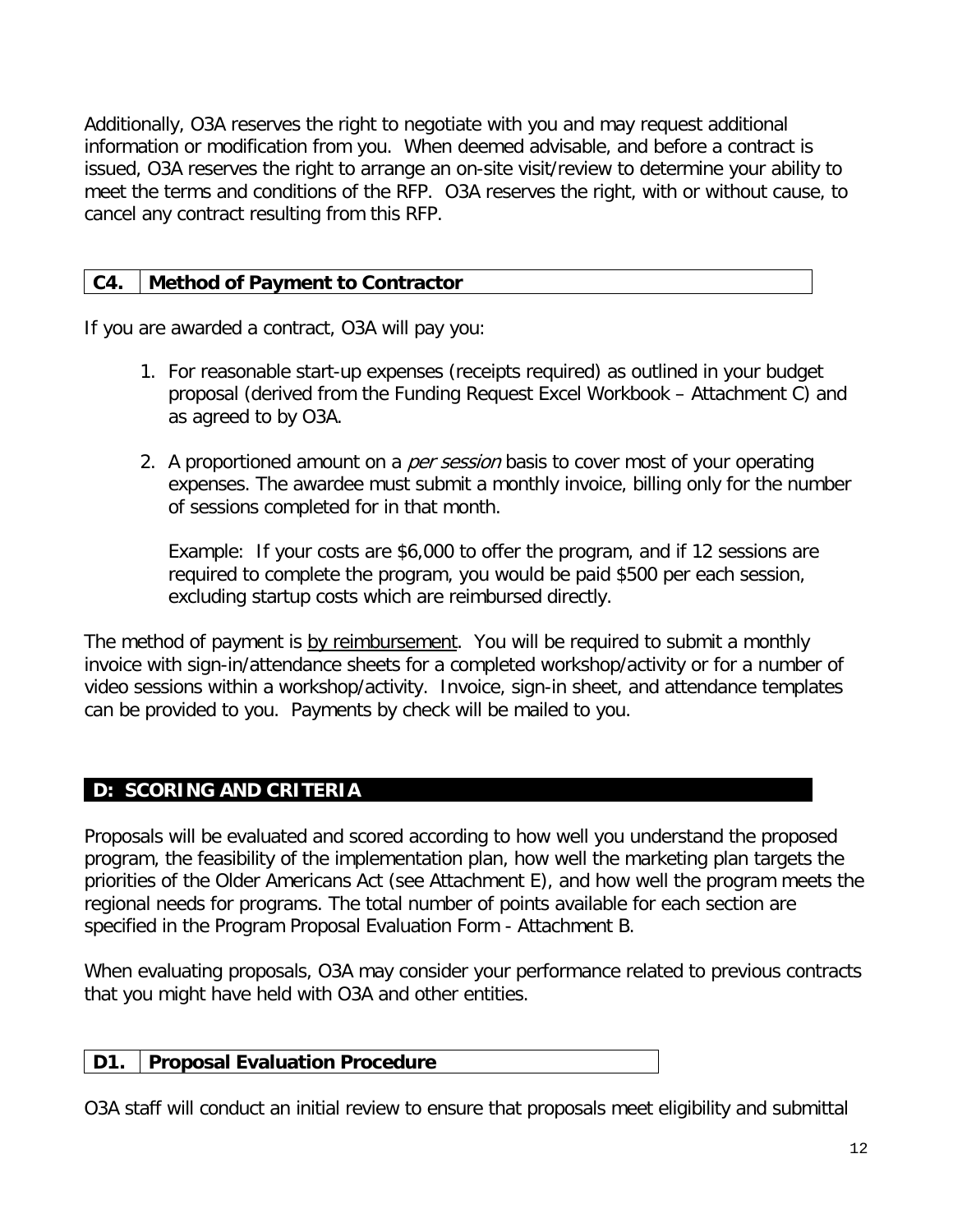Additionally, O3A reserves the right to negotiate with you and may request additional information or modification from you. When deemed advisable, and before a contract is issued, O3A reserves the right to arrange an on-site visit/review to determine your ability to meet the terms and conditions of the RFP. O3A reserves the right, with or without cause, to cancel any contract resulting from this RFP.

### C4. Method of Payment to Contractor

If you are awarded a contract, O3A will pay you:

1. For reasonable start-up expenses (receipts required) as outlined in your budget proposal (derived from the Funding Request Excel Workbook – Attachment C) and as agreed to by O3A.
2. A proportioned amount on a *per session* basis to cover most of your operating expenses. The awardee must submit a monthly invoice, billing only for the number of sessions completed for in that month.

   Example: If your costs are $6,000 to offer the program, and if 12 sessions are required to complete the program, you would be paid $500 per each session, excluding startup costs which are reimbursed directly.

The method of payment is <u>by reimbursement</u>. You will be required to submit a monthly invoice with sign-in/attendance sheets for a completed workshop/activity or for a number of video sessions within a workshop/activity. Invoice, sign-in sheet, and attendance templates can be provided to you. Payments by check will be mailed to you.

## D: SCORING AND CRITERIA

Proposals will be evaluated and scored according to how well you understand the proposed program, the feasibility of the implementation plan, how well the marketing plan targets the priorities of the Older Americans Act (see Attachment E), and how well the program meets the regional needs for programs. The total number of points available for each section are specified in the Program Proposal Evaluation Form - Attachment B.

When evaluating proposals, O3A may consider your performance related to previous contracts that you might have held with O3A and other entities.

### D1. Proposal Evaluation Procedure

O3A staff will conduct an initial review to ensure that proposals meet eligibility and submittal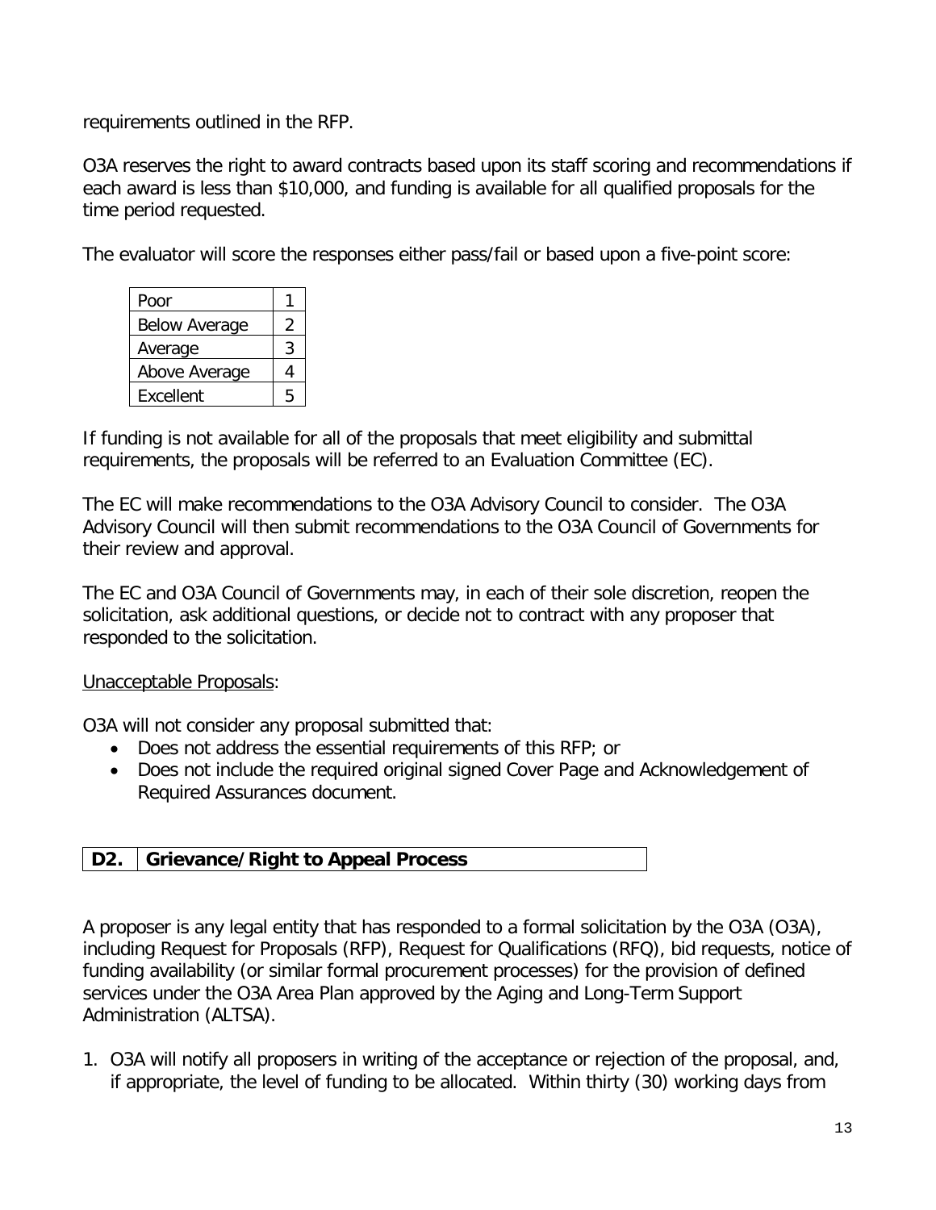requirements outlined in the RFP.

O3A reserves the right to award contracts based upon its staff scoring and recommendations if each award is less than $10,000, and funding is available for all qualified proposals for the time period requested.

The evaluator will score the responses either pass/fail or based upon a five-point score:

| | |
|---|---|
| Poor | 1 |
| Below Average | 2 |
| Average | 3 |
| Above Average | 4 |
| Excellent | 5 |

If funding is not available for all of the proposals that meet eligibility and submittal requirements, the proposals will be referred to an Evaluation Committee (EC).

The EC will make recommendations to the O3A Advisory Council to consider. The O3A Advisory Council will then submit recommendations to the O3A Council of Governments for their review and approval.

The EC and O3A Council of Governments may, in each of their sole discretion, reopen the solicitation, ask additional questions, or decide not to contract with any proposer that responded to the solicitation.

Unacceptable Proposals:

O3A will not consider any proposal submitted that:

- Does not address the essential requirements of this RFP; or
- Does not include the required original signed Cover Page and Acknowledgement of Required Assurances document.

## D2. Grievance/Right to Appeal Process

A proposer is any legal entity that has responded to a formal solicitation by the O3A (O3A), including Request for Proposals (RFP), Request for Qualifications (RFQ), bid requests, notice of funding availability (or similar formal procurement processes) for the provision of defined services under the O3A Area Plan approved by the Aging and Long-Term Support Administration (ALTSA).

1. O3A will notify all proposers in writing of the acceptance or rejection of the proposal, and, if appropriate, the level of funding to be allocated. Within thirty (30) working days from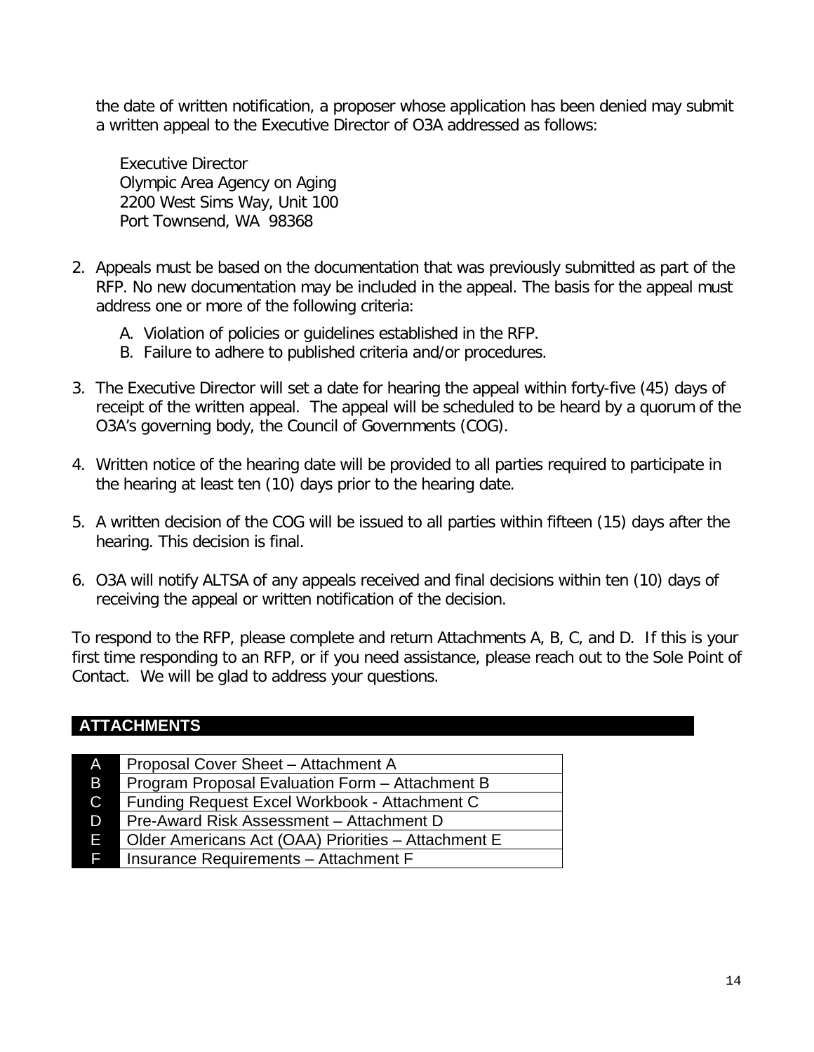the date of written notification, a proposer whose application has been denied may submit a written appeal to the Executive Director of O3A addressed as follows:

Executive Director
Olympic Area Agency on Aging
2200 West Sims Way, Unit 100
Port Townsend, WA 98368

2. Appeals must be based on the documentation that was previously submitted as part of the RFP. No new documentation may be included in the appeal. The basis for the appeal must address one or more of the following criteria:
   A. Violation of policies or guidelines established in the RFP.
   B. Failure to adhere to published criteria and/or procedures.

3. The Executive Director will set a date for hearing the appeal within forty-five (45) days of receipt of the written appeal. The appeal will be scheduled to be heard by a quorum of the O3A's governing body, the Council of Governments (COG).

4. Written notice of the hearing date will be provided to all parties required to participate in the hearing at least ten (10) days prior to the hearing date.

5. A written decision of the COG will be issued to all parties within fifteen (15) days after the hearing. This decision is final.

6. O3A will notify ALTSA of any appeals received and final decisions within ten (10) days of receiving the appeal or written notification of the decision.

To respond to the RFP, please complete and return Attachments A, B, C, and D. If this is your first time responding to an RFP, or if you need assistance, please reach out to the Sole Point of Contact. We will be glad to address your questions.

## ATTACHMENTS

| | |
|---|---|
| A | Proposal Cover Sheet – Attachment A |
| B | Program Proposal Evaluation Form – Attachment B |
| C | Funding Request Excel Workbook - Attachment C |
| D | Pre-Award Risk Assessment – Attachment D |
| E | Older Americans Act (OAA) Priorities – Attachment E |
| F | Insurance Requirements – Attachment F |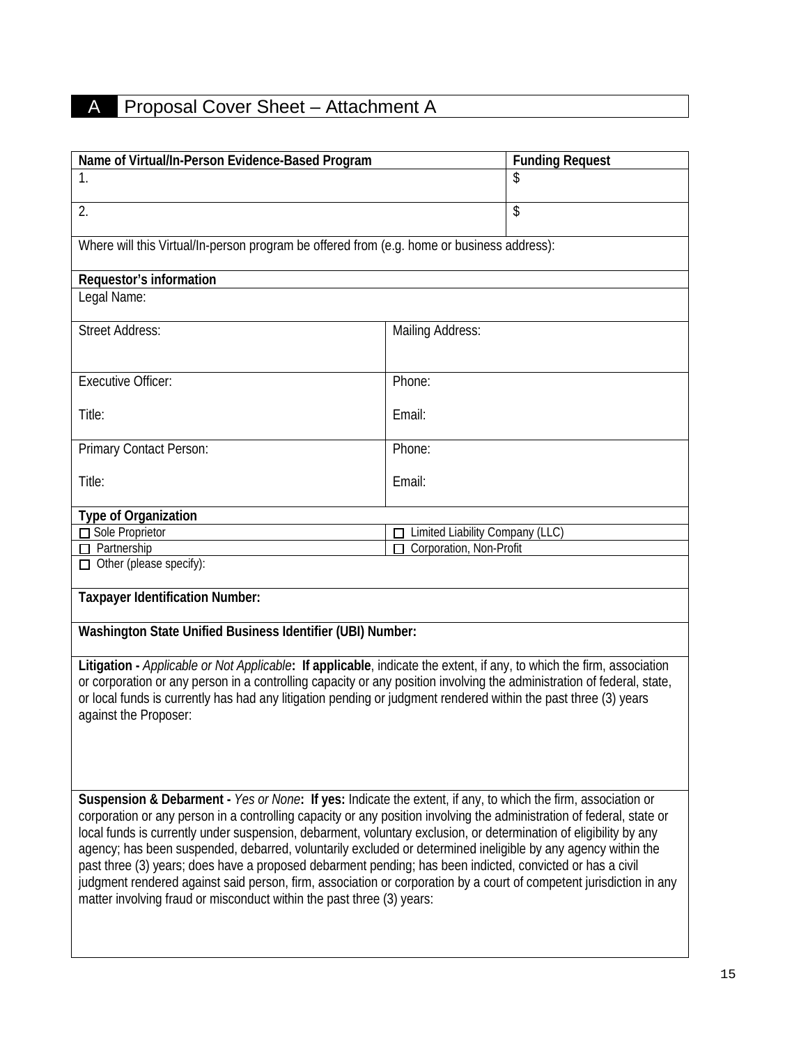# A Proposal Cover Sheet – Attachment A

| **Name of Virtual/In-Person Evidence-Based Program** | | **Funding Request** |
|---|---|---|
| 1. | | $ |
| 2. | | $ |
| Where will this Virtual/In-person program be offered from (e.g. home or business address): | | |
| **Requestor's information** | | |
| Legal Name: | | |
| Street Address: | Mailing Address: | |
| Executive Officer:<br><br>Title: | Phone:<br><br>Email: | |
| Primary Contact Person:<br><br>Title: | Phone:<br><br>Email: | |
| **Type of Organization** | | |
| ☐ Sole Proprietor | ☐ Limited Liability Company (LLC) | |
| ☐ Partnership | ☐ Corporation, Non-Profit | |
| ☐ Other (please specify): | | |
| **Taxpayer Identification Number:** | | |
| **Washington State Unified Business Identifier (UBI) Number:** | | |
| **Litigation -** *Applicable or Not Applicable***: If applicable**, indicate the extent, if any, to which the firm, association or corporation or any person in a controlling capacity or any position involving the administration of federal, state, or local funds is currently has had any litigation pending or judgment rendered within the past three (3) years against the Proposer: | | |
| **Suspension & Debarment -** *Yes or None***: If yes:** Indicate the extent, if any, to which the firm, association or corporation or any person in a controlling capacity or any position involving the administration of federal, state or local funds is currently under suspension, debarment, voluntary exclusion, or determination of eligibility by any agency; has been suspended, debarred, voluntarily excluded or determined ineligible by any agency within the past three (3) years; does have a proposed debarment pending; has been indicted, convicted or has a civil judgment rendered against said person, firm, association or corporation by a court of competent jurisdiction in any matter involving fraud or misconduct within the past three (3) years: | | |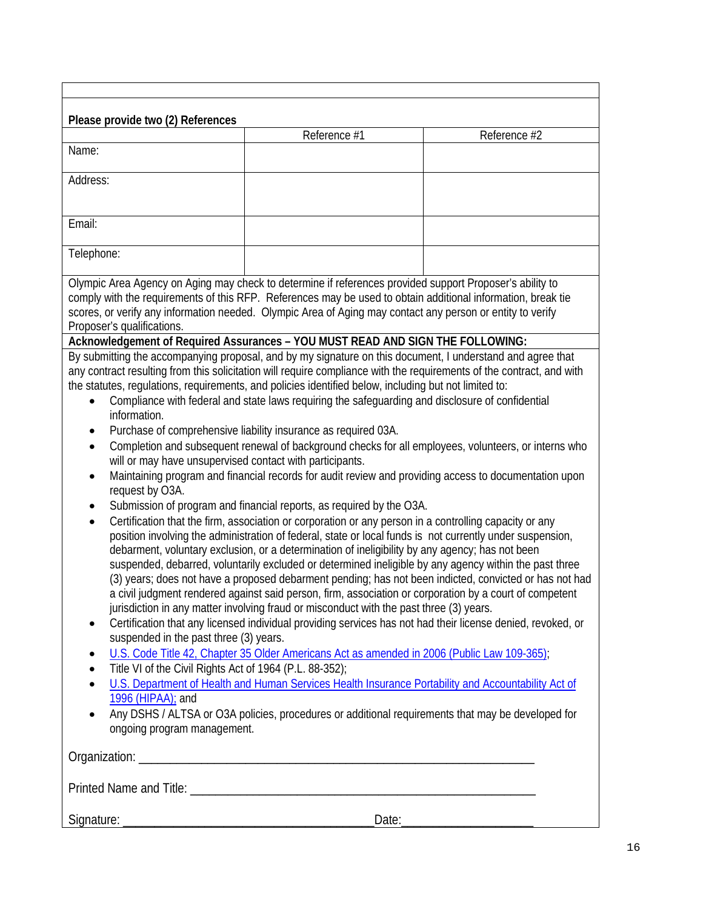**Please provide two (2) References**

| | Reference #1 | Reference #2 |
| --- | --- | --- |
| Name: | | |
| Address: | | |
| Email: | | |
| Telephone: | | |

Olympic Area Agency on Aging may check to determine if references provided support Proposer's ability to comply with the requirements of this RFP. References may be used to obtain additional information, break tie scores, or verify any information needed. Olympic Area of Aging may contact any person or entity to verify Proposer's qualifications.

**Acknowledgement of Required Assurances – YOU MUST READ AND SIGN THE FOLLOWING:**

By submitting the accompanying proposal, and by my signature on this document, I understand and agree that any contract resulting from this solicitation will require compliance with the requirements of the contract, and with the statutes, regulations, requirements, and policies identified below, including but not limited to:

- Compliance with federal and state laws requiring the safeguarding and disclosure of confidential information.
- Purchase of comprehensive liability insurance as required 03A.
- Completion and subsequent renewal of background checks for all employees, volunteers, or interns who will or may have unsupervised contact with participants.
- Maintaining program and financial records for audit review and providing access to documentation upon request by O3A.
- Submission of program and financial reports, as required by the O3A.
- Certification that the firm, association or corporation or any person in a controlling capacity or any position involving the administration of federal, state or local funds is not currently under suspension, debarment, voluntary exclusion, or a determination of ineligibility by any agency; has not been suspended, debarred, voluntarily excluded or determined ineligible by any agency within the past three (3) years; does not have a proposed debarment pending; has not been indicted, convicted or has not had a civil judgment rendered against said person, firm, association or corporation by a court of competent jurisdiction in any matter involving fraud or misconduct with the past three (3) years.
- Certification that any licensed individual providing services has not had their license denied, revoked, or suspended in the past three (3) years.
- U.S. Code Title 42, Chapter 35 Older Americans Act as amended in 2006 (Public Law 109-365);
- Title VI of the Civil Rights Act of 1964 (P.L. 88-352);
- U.S. Department of Health and Human Services Health Insurance Portability and Accountability Act of 1996 (HIPAA); and
- Any DSHS / ALTSA or O3A policies, procedures or additional requirements that may be developed for ongoing program management.

Organization: ____________________________________________________________

Printed Name and Title: ____________________________________________________

Signature: ______________________________________ Date: ____________________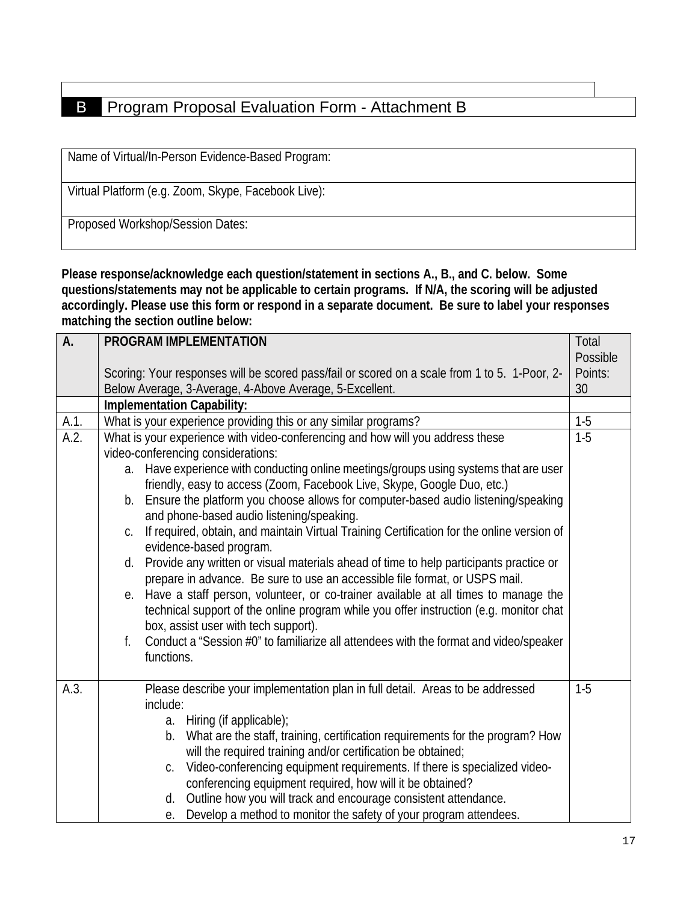## B Program Proposal Evaluation Form - Attachment B

| Name of Virtual/In-Person Evidence-Based Program: |
|---|
| Virtual Platform (e.g. Zoom, Skype, Facebook Live): |
| Proposed Workshop/Session Dates: |

**Please response/acknowledge each question/statement in sections A., B., and C. below. Some questions/statements may not be applicable to certain programs. If N/A, the scoring will be adjusted accordingly. Please use this form or respond in a separate document. Be sure to label your responses matching the section outline below:**

| A. | PROGRAM IMPLEMENTATION<br><br>Scoring: Your responses will be scored pass/fail or scored on a scale from 1 to 5. 1-Poor, 2-Below Average, 3-Average, 4-Above Average, 5-Excellent. | Total Possible Points: 30 |
|---|---|---|
| | **Implementation Capability:** | |
| A.1. | What is your experience providing this or any similar programs? | 1-5 |
| A.2. | What is your experience with video-conferencing and how will you address these video-conferencing considerations:<br>a. Have experience with conducting online meetings/groups using systems that are user friendly, easy to access (Zoom, Facebook Live, Skype, Google Duo, etc.)<br>b. Ensure the platform you choose allows for computer-based audio listening/speaking and phone-based audio listening/speaking.<br>c. If required, obtain, and maintain Virtual Training Certification for the online version of evidence-based program.<br>d. Provide any written or visual materials ahead of time to help participants practice or prepare in advance. Be sure to use an accessible file format, or USPS mail.<br>e. Have a staff person, volunteer, or co-trainer available at all times to manage the technical support of the online program while you offer instruction (e.g. monitor chat box, assist user with tech support).<br>f. Conduct a "Session #0" to familiarize all attendees with the format and video/speaker functions. | 1-5 |
| A.3. | Please describe your implementation plan in full detail. Areas to be addressed include:<br>a. Hiring (if applicable);<br>b. What are the staff, training, certification requirements for the program? How will the required training and/or certification be obtained;<br>c. Video-conferencing equipment requirements. If there is specialized video-conferencing equipment required, how will it be obtained?<br>d. Outline how you will track and encourage consistent attendance.<br>e. Develop a method to monitor the safety of your program attendees. | 1-5 |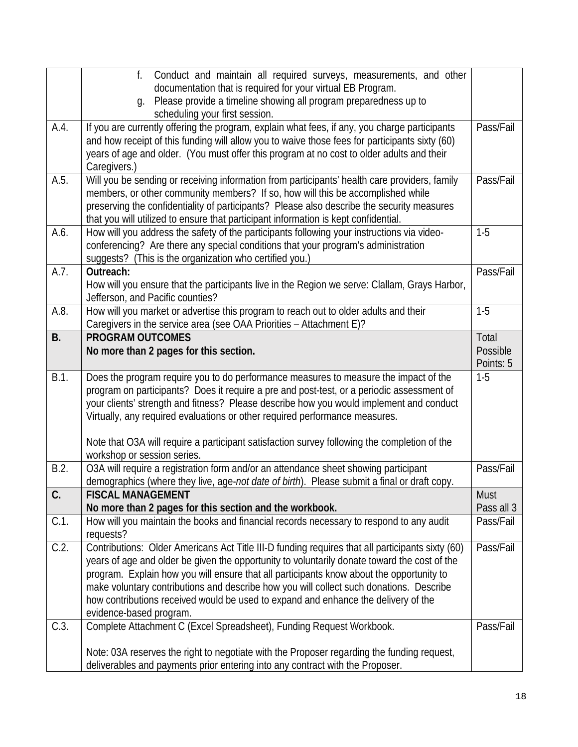| | | |
|---|---|---|
| | f. Conduct and maintain all required surveys, measurements, and other documentation that is required for your virtual EB Program.<br>g. Please provide a timeline showing all program preparedness up to scheduling your first session. | |
| A.4. | If you are currently offering the program, explain what fees, if any, you charge participants and how receipt of this funding will allow you to waive those fees for participants sixty (60) years of age and older. (You must offer this program at no cost to older adults and their Caregivers.) | Pass/Fail |
| A.5. | Will you be sending or receiving information from participants' health care providers, family members, or other community members? If so, how will this be accomplished while preserving the confidentiality of participants? Please also describe the security measures that you will utilized to ensure that participant information is kept confidential. | Pass/Fail |
| A.6. | How will you address the safety of the participants following your instructions via video-conferencing? Are there any special conditions that your program's administration suggests? (This is the organization who certified you.) | 1-5 |
| A.7. | **Outreach:**<br>How will you ensure that the participants live in the Region we serve: Clallam, Grays Harbor, Jefferson, and Pacific counties? | Pass/Fail |
| A.8. | How will you market or advertise this program to reach out to older adults and their Caregivers in the service area (see OAA Priorities – Attachment E)? | 1-5 |
| **B.** | **PROGRAM OUTCOMES**<br>**No more than 2 pages for this section.** | Total Possible Points: 5 |
| B.1. | Does the program require you to do performance measures to measure the impact of the program on participants? Does it require a pre and post-test, or a periodic assessment of your clients' strength and fitness? Please describe how you would implement and conduct Virtually, any required evaluations or other required performance measures.<br><br>Note that O3A will require a participant satisfaction survey following the completion of the workshop or session series. | 1-5 |
| B.2. | O3A will require a registration form and/or an attendance sheet showing participant demographics (where they live, age-*not date of birth*). Please submit a final or draft copy. | Pass/Fail |
| **C.** | **FISCAL MANAGEMENT**<br>**No more than 2 pages for this section and the workbook.** | Must Pass all 3 |
| C.1. | How will you maintain the books and financial records necessary to respond to any audit requests? | Pass/Fail |
| C.2. | Contributions: Older Americans Act Title III-D funding requires that all participants sixty (60) years of age and older be given the opportunity to voluntarily donate toward the cost of the program. Explain how you will ensure that all participants know about the opportunity to make voluntary contributions and describe how you will collect such donations. Describe how contributions received would be used to expand and enhance the delivery of the evidence-based program. | Pass/Fail |
| C.3. | Complete Attachment C (Excel Spreadsheet), Funding Request Workbook.<br><br>Note: 03A reserves the right to negotiate with the Proposer regarding the funding request, deliverables and payments prior entering into any contract with the Proposer. | Pass/Fail |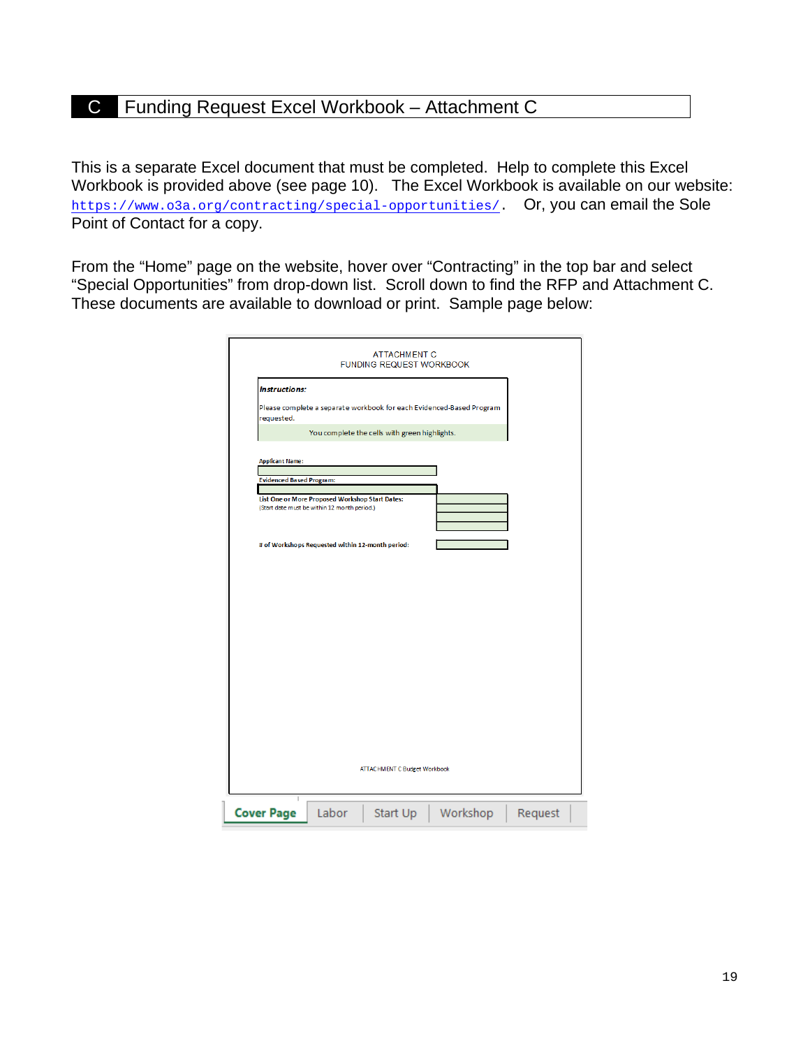## C Funding Request Excel Workbook – Attachment C

This is a separate Excel document that must be completed. Help to complete this Excel Workbook is provided above (see page 10). The Excel Workbook is available on our website: https://www.o3a.org/contracting/special-opportunities/. Or, you can email the Sole Point of Contact for a copy.

From the "Home" page on the website, hover over "Contracting" in the top bar and select "Special Opportunities" from drop-down list. Scroll down to find the RFP and Attachment C. These documents are available to download or print. Sample page below:

ATTACHMENT C
FUNDING REQUEST WORKBOOK

***Instructions:***

Please complete a separate workbook for each Evidenced-Based Program requested.

You complete the cells with green highlights.

**Applicant Name:**

**Evidenced Based Program:**

**List One or More Proposed Workshop Start Dates:**
(Start date must be within 12 month period.)

**# of Workshops Requested within 12-month period:**

ATTACHMENT C Budget Workbook

Cover Page | Labor | Start Up | Workshop | Request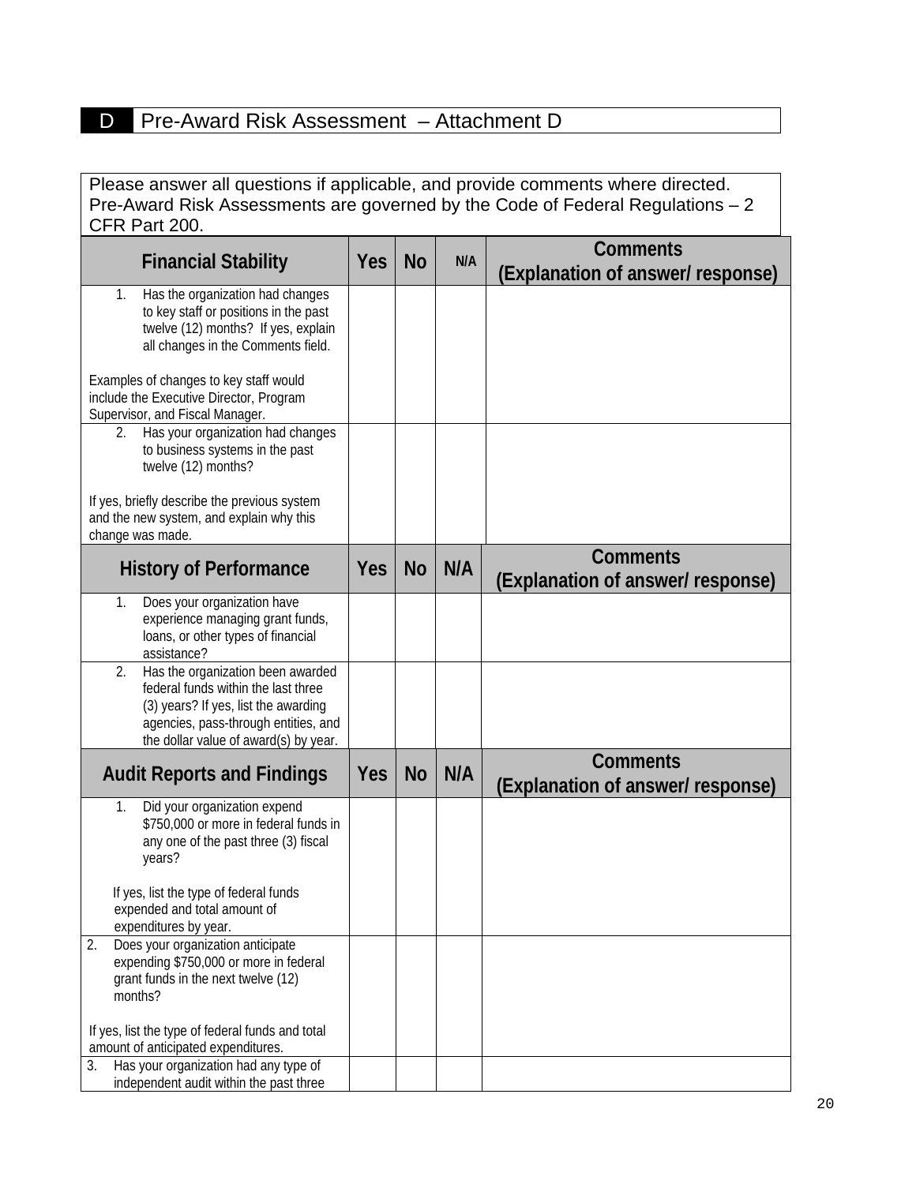## D Pre-Award Risk Assessment – Attachment D

Please answer all questions if applicable, and provide comments where directed. Pre-Award Risk Assessments are governed by the Code of Federal Regulations – 2 CFR Part 200.

| Financial Stability | Yes | No | N/A | Comments (Explanation of answer/ response) |
|---|---|---|---|---|
| 1. Has the organization had changes to key staff or positions in the past twelve (12) months? If yes, explain all changes in the Comments field. <br><br> Examples of changes to key staff would include the Executive Director, Program Supervisor, and Fiscal Manager. | | | | |
| 2. Has your organization had changes to business systems in the past twelve (12) months? <br><br> If yes, briefly describe the previous system and the new system, and explain why this change was made. | | | | |
| **History of Performance** | **Yes** | **No** | **N/A** | **Comments (Explanation of answer/ response)** |
| 1. Does your organization have experience managing grant funds, loans, or other types of financial assistance? | | | | |
| 2. Has the organization been awarded federal funds within the last three (3) years? If yes, list the awarding agencies, pass-through entities, and the dollar value of award(s) by year. | | | | |
| **Audit Reports and Findings** | **Yes** | **No** | **N/A** | **Comments (Explanation of answer/ response)** |
| 1. Did your organization expend $750,000 or more in federal funds in any one of the past three (3) fiscal years? <br><br> If yes, list the type of federal funds expended and total amount of expenditures by year. | | | | |
| 2. Does your organization anticipate expending $750,000 or more in federal grant funds in the next twelve (12) months? <br><br> If yes, list the type of federal funds and total amount of anticipated expenditures. | | | | |
| 3. Has your organization had any type of independent audit within the past three | | | | |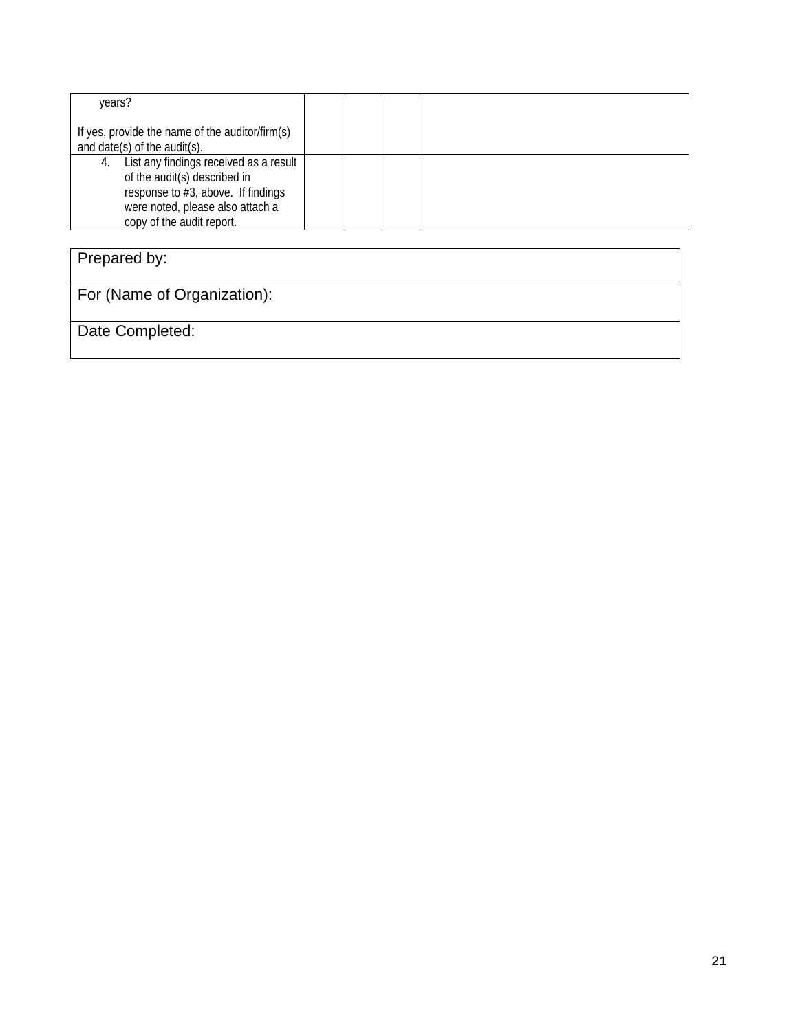| | | | | |
|---|---|---|---|---|
| years?<br><br>If yes, provide the name of the auditor/firm(s) and date(s) of the audit(s). | | | | |
| 4. List any findings received as a result of the audit(s) described in response to #3, above. If findings were noted, please also attach a copy of the audit report. | | | | |

| |
|---|
| Prepared by: |
| For (Name of Organization): |
| Date Completed: |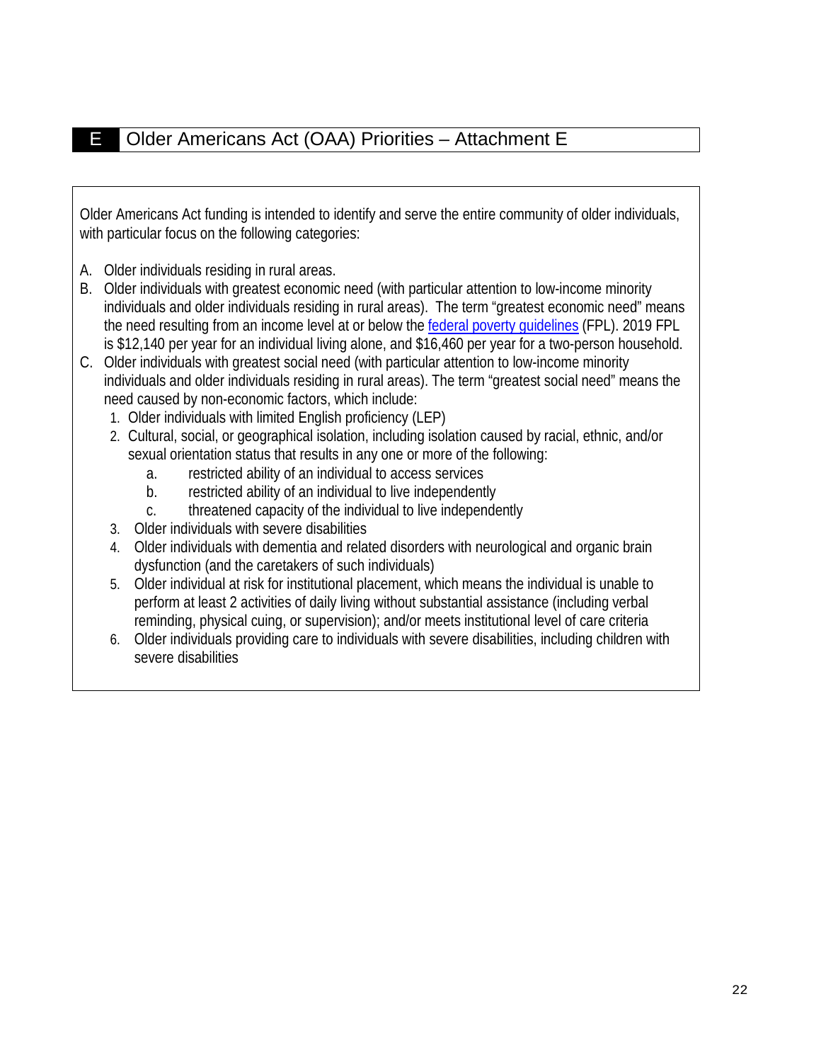## E Older Americans Act (OAA) Priorities – Attachment E

Older Americans Act funding is intended to identify and serve the entire community of older individuals, with particular focus on the following categories:

A. Older individuals residing in rural areas.
B. Older individuals with greatest economic need (with particular attention to low-income minority individuals and older individuals residing in rural areas). The term "greatest economic need" means the need resulting from an income level at or below the federal poverty guidelines (FPL). 2019 FPL is $12,140 per year for an individual living alone, and $16,460 per year for a two-person household.
C. Older individuals with greatest social need (with particular attention to low-income minority individuals and older individuals residing in rural areas). The term "greatest social need" means the need caused by non-economic factors, which include:
   1. Older individuals with limited English proficiency (LEP)
   2. Cultural, social, or geographical isolation, including isolation caused by racial, ethnic, and/or sexual orientation status that results in any one or more of the following:
      a. restricted ability of an individual to access services
      b. restricted ability of an individual to live independently
      c. threatened capacity of the individual to live independently
   3. Older individuals with severe disabilities
   4. Older individuals with dementia and related disorders with neurological and organic brain dysfunction (and the caretakers of such individuals)
   5. Older individual at risk for institutional placement, which means the individual is unable to perform at least 2 activities of daily living without substantial assistance (including verbal reminding, physical cuing, or supervision); and/or meets institutional level of care criteria
   6. Older individuals providing care to individuals with severe disabilities, including children with severe disabilities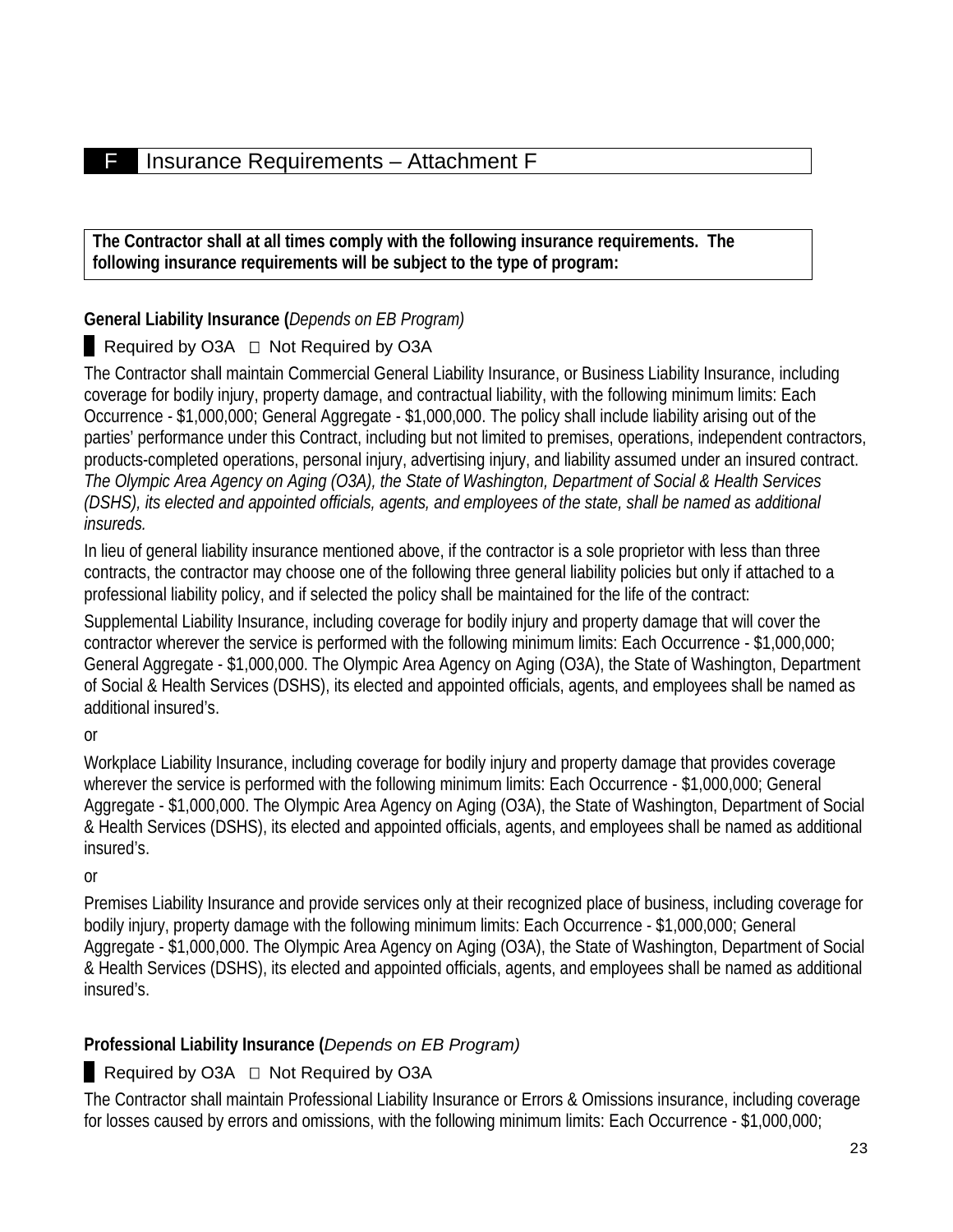## F Insurance Requirements – Attachment F

**The Contractor shall at all times comply with the following insurance requirements. The following insurance requirements will be subject to the type of program:**

**General Liability Insurance (***Depends on EB Program)*

■ Required by O3A ☐ Not Required by O3A

The Contractor shall maintain Commercial General Liability Insurance, or Business Liability Insurance, including coverage for bodily injury, property damage, and contractual liability, with the following minimum limits: Each Occurrence - $1,000,000; General Aggregate - $1,000,000. The policy shall include liability arising out of the parties' performance under this Contract, including but not limited to premises, operations, independent contractors, products-completed operations, personal injury, advertising injury, and liability assumed under an insured contract. *The Olympic Area Agency on Aging (O3A), the State of Washington, Department of Social & Health Services (DSHS), its elected and appointed officials, agents, and employees of the state, shall be named as additional insureds.*

In lieu of general liability insurance mentioned above, if the contractor is a sole proprietor with less than three contracts, the contractor may choose one of the following three general liability policies but only if attached to a professional liability policy, and if selected the policy shall be maintained for the life of the contract:

Supplemental Liability Insurance, including coverage for bodily injury and property damage that will cover the contractor wherever the service is performed with the following minimum limits: Each Occurrence - $1,000,000; General Aggregate - $1,000,000. The Olympic Area Agency on Aging (O3A), the State of Washington, Department of Social & Health Services (DSHS), its elected and appointed officials, agents, and employees shall be named as additional insured's.

or

Workplace Liability Insurance, including coverage for bodily injury and property damage that provides coverage wherever the service is performed with the following minimum limits: Each Occurrence - $1,000,000; General Aggregate - $1,000,000. The Olympic Area Agency on Aging (O3A), the State of Washington, Department of Social & Health Services (DSHS), its elected and appointed officials, agents, and employees shall be named as additional insured's.

or

Premises Liability Insurance and provide services only at their recognized place of business, including coverage for bodily injury, property damage with the following minimum limits: Each Occurrence - $1,000,000; General Aggregate - $1,000,000. The Olympic Area Agency on Aging (O3A), the State of Washington, Department of Social & Health Services (DSHS), its elected and appointed officials, agents, and employees shall be named as additional insured's.

**Professional Liability Insurance (***Depends on EB Program)*

■ Required by O3A ☐ Not Required by O3A

The Contractor shall maintain Professional Liability Insurance or Errors & Omissions insurance, including coverage for losses caused by errors and omissions, with the following minimum limits: Each Occurrence - $1,000,000;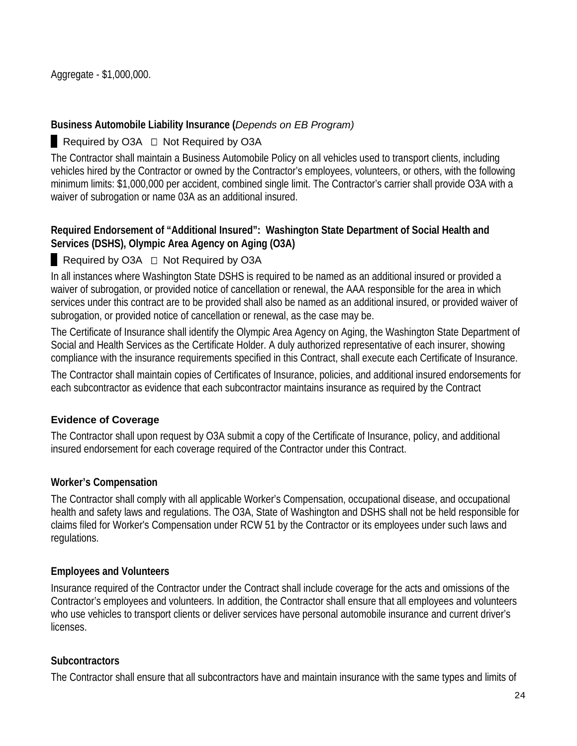Aggregate - $1,000,000.

**Business Automobile Liability Insurance (***Depends on EB Program)*

█ Required by O3A ☐ Not Required by O3A

The Contractor shall maintain a Business Automobile Policy on all vehicles used to transport clients, including vehicles hired by the Contractor or owned by the Contractor's employees, volunteers, or others, with the following minimum limits: $1,000,000 per accident, combined single limit. The Contractor's carrier shall provide O3A with a waiver of subrogation or name 03A as an additional insured.

**Required Endorsement of "Additional Insured": Washington State Department of Social Health and Services (DSHS), Olympic Area Agency on Aging (O3A)**

█ Required by O3A ☐ Not Required by O3A

In all instances where Washington State DSHS is required to be named as an additional insured or provided a waiver of subrogation, or provided notice of cancellation or renewal, the AAA responsible for the area in which services under this contract are to be provided shall also be named as an additional insured, or provided waiver of subrogation, or provided notice of cancellation or renewal, as the case may be.

The Certificate of Insurance shall identify the Olympic Area Agency on Aging, the Washington State Department of Social and Health Services as the Certificate Holder. A duly authorized representative of each insurer, showing compliance with the insurance requirements specified in this Contract, shall execute each Certificate of Insurance.

The Contractor shall maintain copies of Certificates of Insurance, policies, and additional insured endorsements for each subcontractor as evidence that each subcontractor maintains insurance as required by the Contract

**Evidence of Coverage**

The Contractor shall upon request by O3A submit a copy of the Certificate of Insurance, policy, and additional insured endorsement for each coverage required of the Contractor under this Contract.

**Worker's Compensation**

The Contractor shall comply with all applicable Worker's Compensation, occupational disease, and occupational health and safety laws and regulations. The O3A, State of Washington and DSHS shall not be held responsible for claims filed for Worker's Compensation under RCW 51 by the Contractor or its employees under such laws and regulations.

**Employees and Volunteers**

Insurance required of the Contractor under the Contract shall include coverage for the acts and omissions of the Contractor's employees and volunteers. In addition, the Contractor shall ensure that all employees and volunteers who use vehicles to transport clients or deliver services have personal automobile insurance and current driver's licenses.

**Subcontractors**

The Contractor shall ensure that all subcontractors have and maintain insurance with the same types and limits of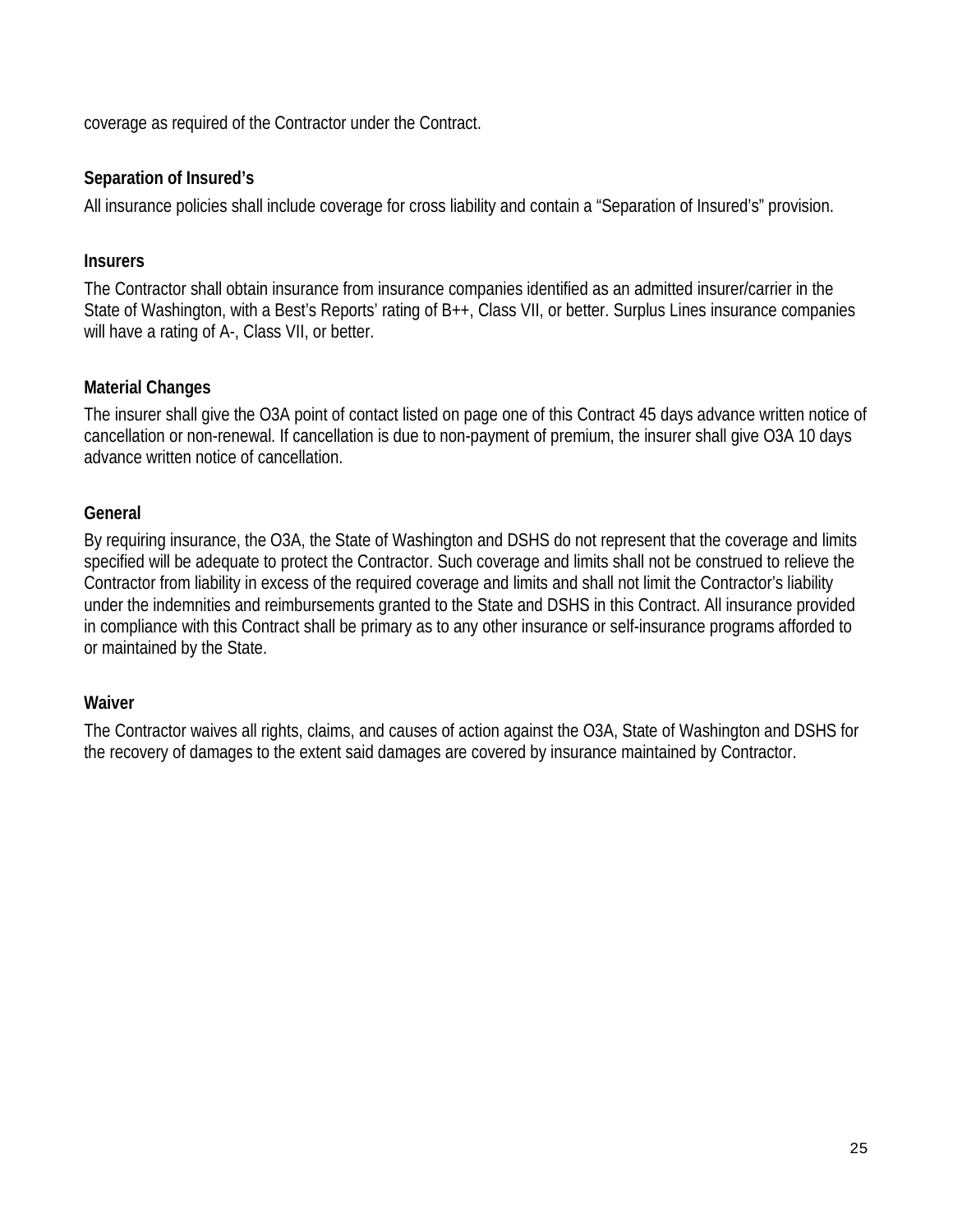coverage as required of the Contractor under the Contract.

**Separation of Insured's**

All insurance policies shall include coverage for cross liability and contain a "Separation of Insured's" provision.

**Insurers**

The Contractor shall obtain insurance from insurance companies identified as an admitted insurer/carrier in the State of Washington, with a Best's Reports' rating of B++, Class VII, or better. Surplus Lines insurance companies will have a rating of A-, Class VII, or better.

**Material Changes**

The insurer shall give the O3A point of contact listed on page one of this Contract 45 days advance written notice of cancellation or non-renewal. If cancellation is due to non-payment of premium, the insurer shall give O3A 10 days advance written notice of cancellation.

**General**

By requiring insurance, the O3A, the State of Washington and DSHS do not represent that the coverage and limits specified will be adequate to protect the Contractor. Such coverage and limits shall not be construed to relieve the Contractor from liability in excess of the required coverage and limits and shall not limit the Contractor's liability under the indemnities and reimbursements granted to the State and DSHS in this Contract. All insurance provided in compliance with this Contract shall be primary as to any other insurance or self-insurance programs afforded to or maintained by the State.

**Waiver**

The Contractor waives all rights, claims, and causes of action against the O3A, State of Washington and DSHS for the recovery of damages to the extent said damages are covered by insurance maintained by Contractor.